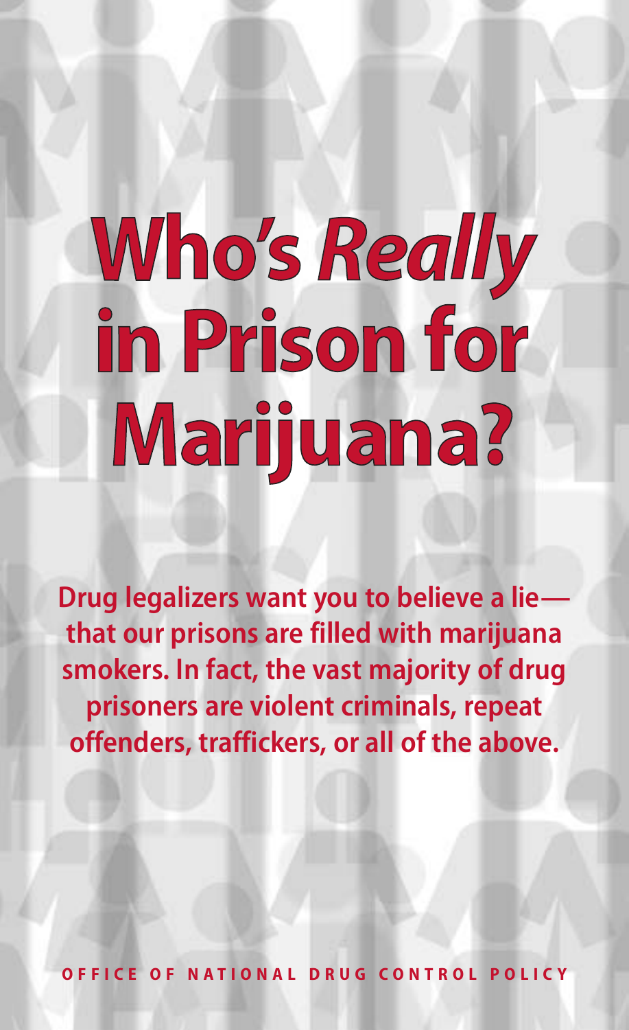# Who's *Really* in Prison for Marijuana?

**Drug legalizers want you to believe a lie—that our prisons are filled with marijuana smokers. In fact, the vast majority of drug prisoners are violent criminals, repeat offenders, traffickers, or all of the above.**

OFFICE OF NATIONAL DRUG CONTROL POLICY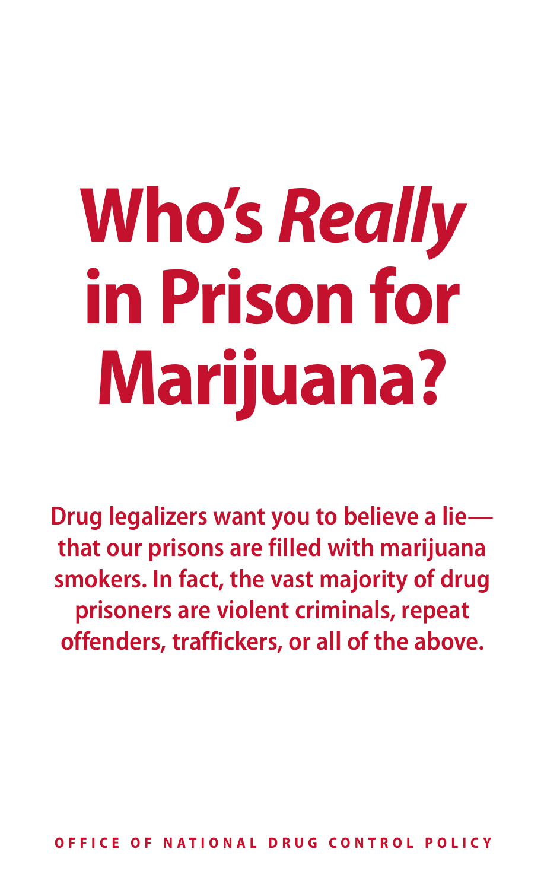# Who's *Really* in Prison for Marijuana?

**Drug legalizers want you to believe a lie—that our prisons are filled with marijuana smokers. In fact, the vast majority of drug prisoners are violent criminals, repeat offenders, traffickers, or all of the above.**

OFFICE OF NATIONAL DRUG CONTROL POLICY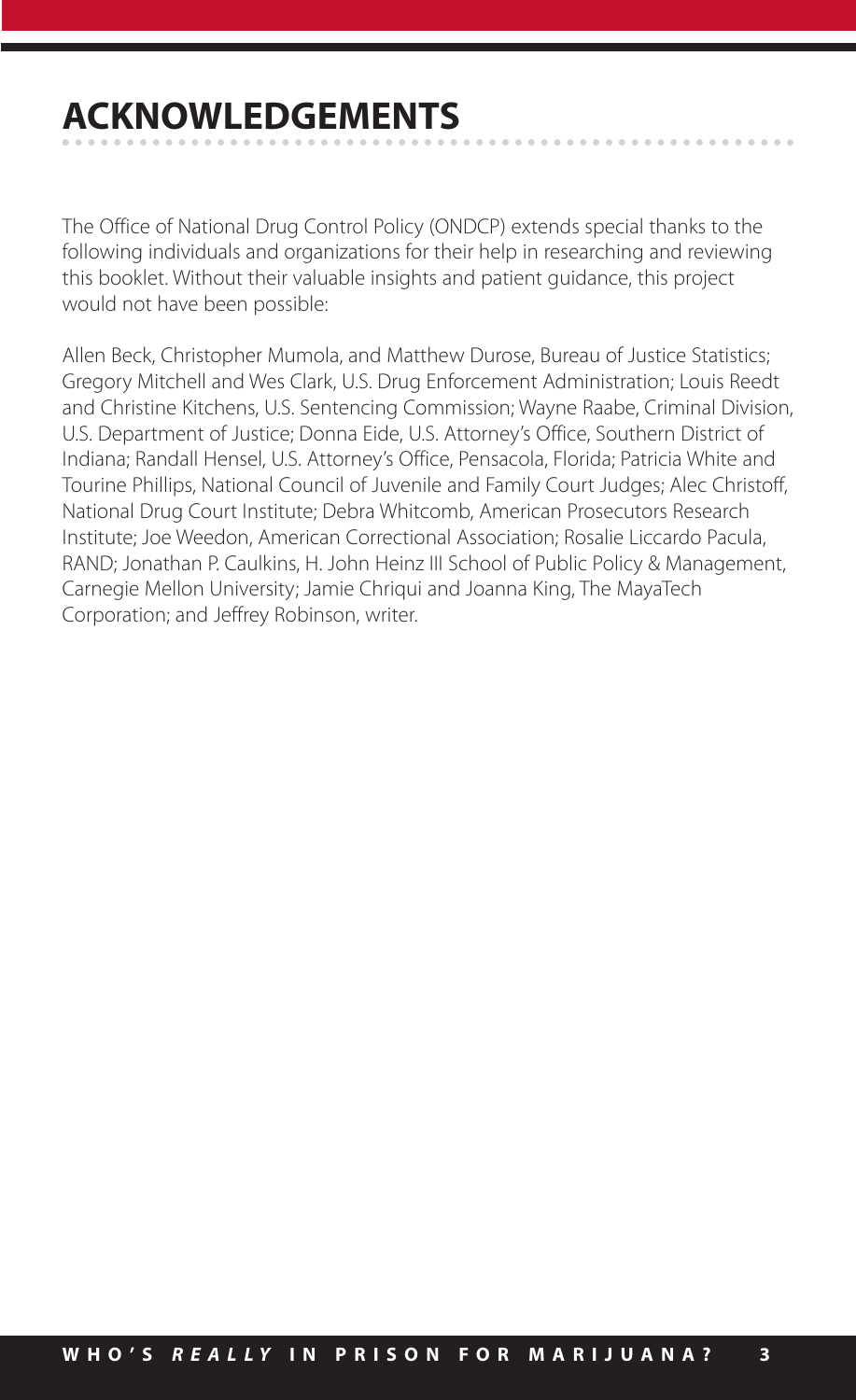# ACKNOWLEDGEMENTS

The Office of National Drug Control Policy (ONDCP) extends special thanks to the following individuals and organizations for their help in researching and reviewing this booklet. Without their valuable insights and patient guidance, this project would not have been possible:

Allen Beck, Christopher Mumola, and Matthew Durose, Bureau of Justice Statistics; Gregory Mitchell and Wes Clark, U.S. Drug Enforcement Administration; Louis Reedt and Christine Kitchens, U.S. Sentencing Commission; Wayne Raabe, Criminal Division, U.S. Department of Justice; Donna Eide, U.S. Attorney's Office, Southern District of Indiana; Randall Hensel, U.S. Attorney's Office, Pensacola, Florida; Patricia White and Tourine Phillips, National Council of Juvenile and Family Court Judges; Alec Christoff, National Drug Court Institute; Debra Whitcomb, American Prosecutors Research Institute; Joe Weedon, American Correctional Association; Rosalie Liccardo Pacula, RAND; Jonathan P. Caulkins, H. John Heinz III School of Public Policy & Management, Carnegie Mellon University; Jamie Chriqui and Joanna King, The MayaTech Corporation; and Jeffrey Robinson, writer.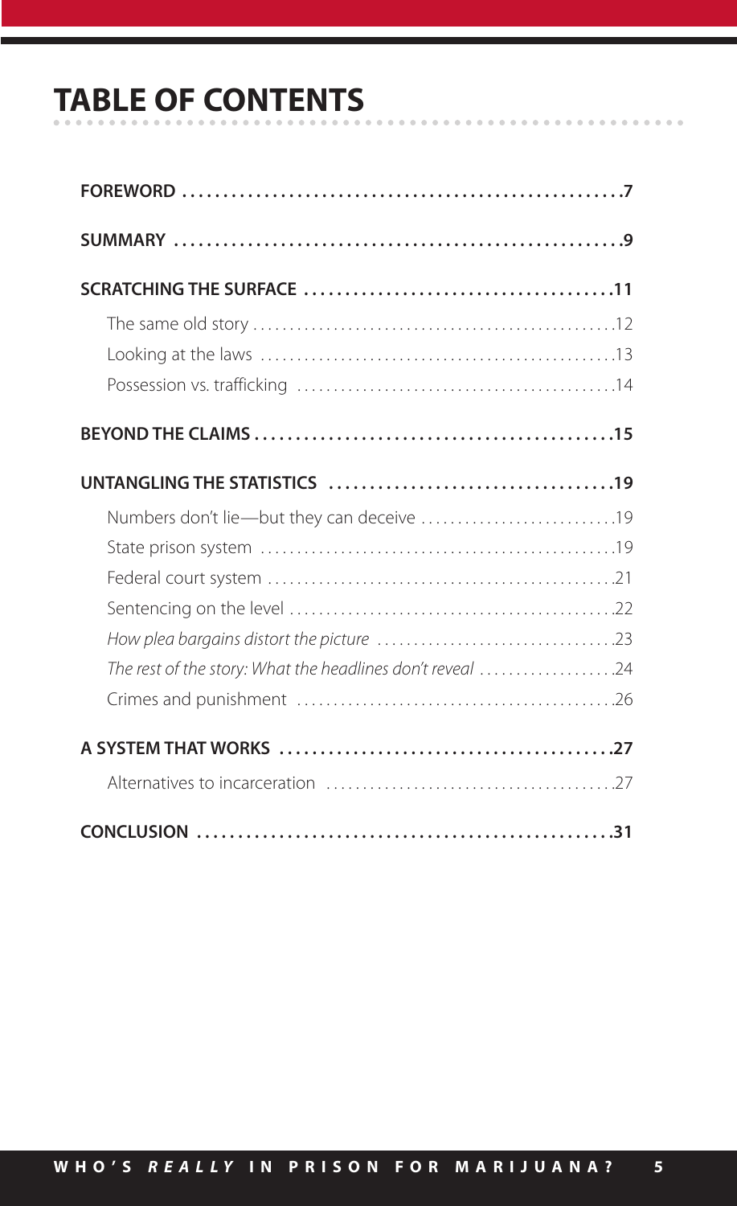# TABLE OF CONTENTS

**FOREWORD** .......... 7

**SUMMARY** .......... 9

**SCRATCHING THE SURFACE** .......... 11

- The same old story .......... 12
- Looking at the laws .......... 13
- Possession vs. trafficking .......... 14

**BEYOND THE CLAIMS** .......... 15

**UNTANGLING THE STATISTICS** .......... 19

- Numbers don't lie—but they can deceive .......... 19
- State prison system .......... 19
- Federal court system .......... 21
- Sentencing on the level .......... 22
- *How plea bargains distort the picture* .......... 23
- *The rest of the story: What the headlines don't reveal* .......... 24
- Crimes and punishment .......... 26

**A SYSTEM THAT WORKS** .......... 27

- Alternatives to incarceration .......... 27

**CONCLUSION** .......... 31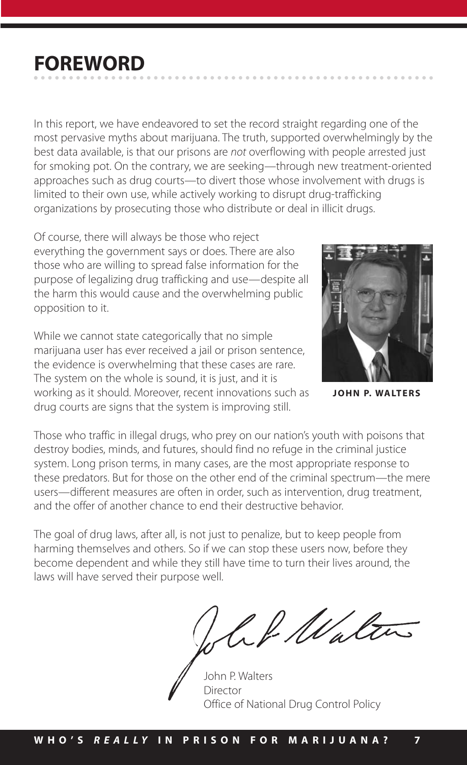# FOREWORD

In this report, we have endeavored to set the record straight regarding one of the most pervasive myths about marijuana. The truth, supported overwhelmingly by the best data available, is that our prisons are *not* overflowing with people arrested just for smoking pot. On the contrary, we are seeking—through new treatment-oriented approaches such as drug courts—to divert those whose involvement with drugs is limited to their own use, while actively working to disrupt drug-trafficking organizations by prosecuting those who distribute or deal in illicit drugs.

Of course, there will always be those who reject everything the government says or does. There are also those who are willing to spread false information for the purpose of legalizing drug trafficking and use—despite all the harm this would cause and the overwhelming public opposition to it.

While we cannot state categorically that no simple marijuana user has ever received a jail or prison sentence, the evidence is overwhelming that these cases are rare. The system on the whole is sound, it is just, and it is working as it should. Moreover, recent innovations such as drug courts are signs that the system is improving still.

**JOHN P. WALTERS**

Those who traffic in illegal drugs, who prey on our nation's youth with poisons that destroy bodies, minds, and futures, should find no refuge in the criminal justice system. Long prison terms, in many cases, are the most appropriate response to these predators. But for those on the other end of the criminal spectrum—the mere users—different measures are often in order, such as intervention, drug treatment, and the offer of another chance to end their destructive behavior.

The goal of drug laws, after all, is not just to penalize, but to keep people from harming themselves and others. So if we can stop these users now, before they become dependent and while they still have time to turn their lives around, the laws will have served their purpose well.

John P. Walters
Director
Office of National Drug Control Policy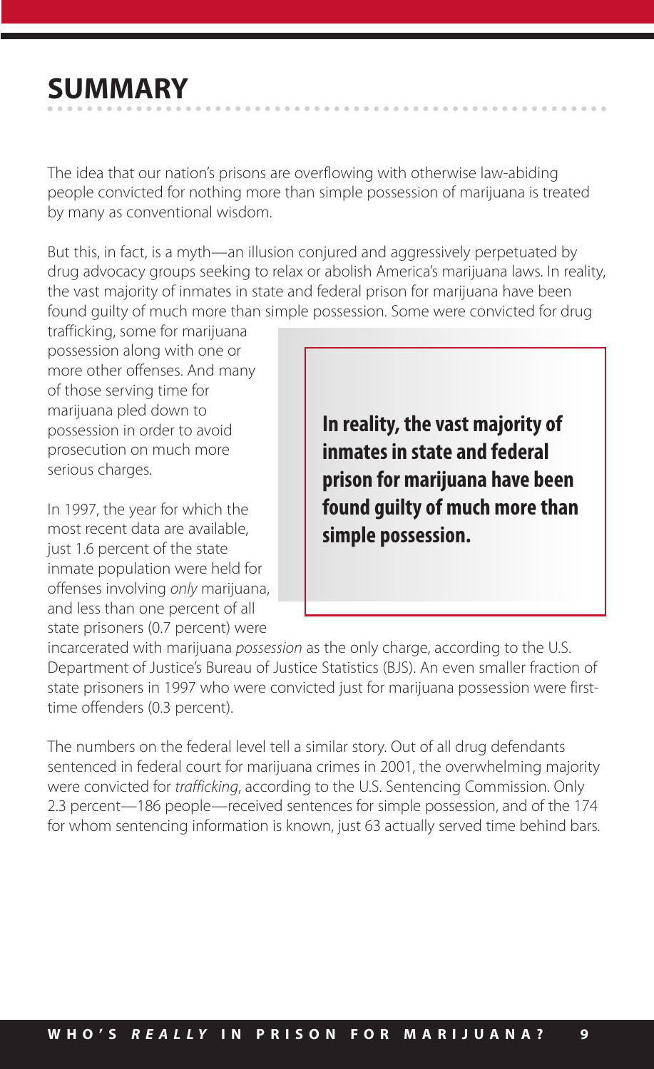# SUMMARY

The idea that our nation's prisons are overflowing with otherwise law-abiding people convicted for nothing more than simple possession of marijuana is treated by many as conventional wisdom.

But this, in fact, is a myth—an illusion conjured and aggressively perpetuated by drug advocacy groups seeking to relax or abolish America's marijuana laws. In reality, the vast majority of inmates in state and federal prison for marijuana have been found guilty of much more than simple possession. Some were convicted for drug trafficking, some for marijuana possession along with one or more other offenses. And many of those serving time for marijuana pled down to possession in order to avoid prosecution on much more serious charges.

> **In reality, the vast majority of inmates in state and federal prison for marijuana have been found guilty of much more than simple possession.**

In 1997, the year for which the most recent data are available, just 1.6 percent of the state inmate population were held for offenses involving *only* marijuana, and less than one percent of all state prisoners (0.7 percent) were incarcerated with marijuana *possession* as the only charge, according to the U.S. Department of Justice's Bureau of Justice Statistics (BJS). An even smaller fraction of state prisoners in 1997 who were convicted just for marijuana possession were first-time offenders (0.3 percent).

The numbers on the federal level tell a similar story. Out of all drug defendants sentenced in federal court for marijuana crimes in 2001, the overwhelming majority were convicted for *trafficking*, according to the U.S. Sentencing Commission. Only 2.3 percent—186 people—received sentences for simple possession, and of the 174 for whom sentencing information is known, just 63 actually served time behind bars.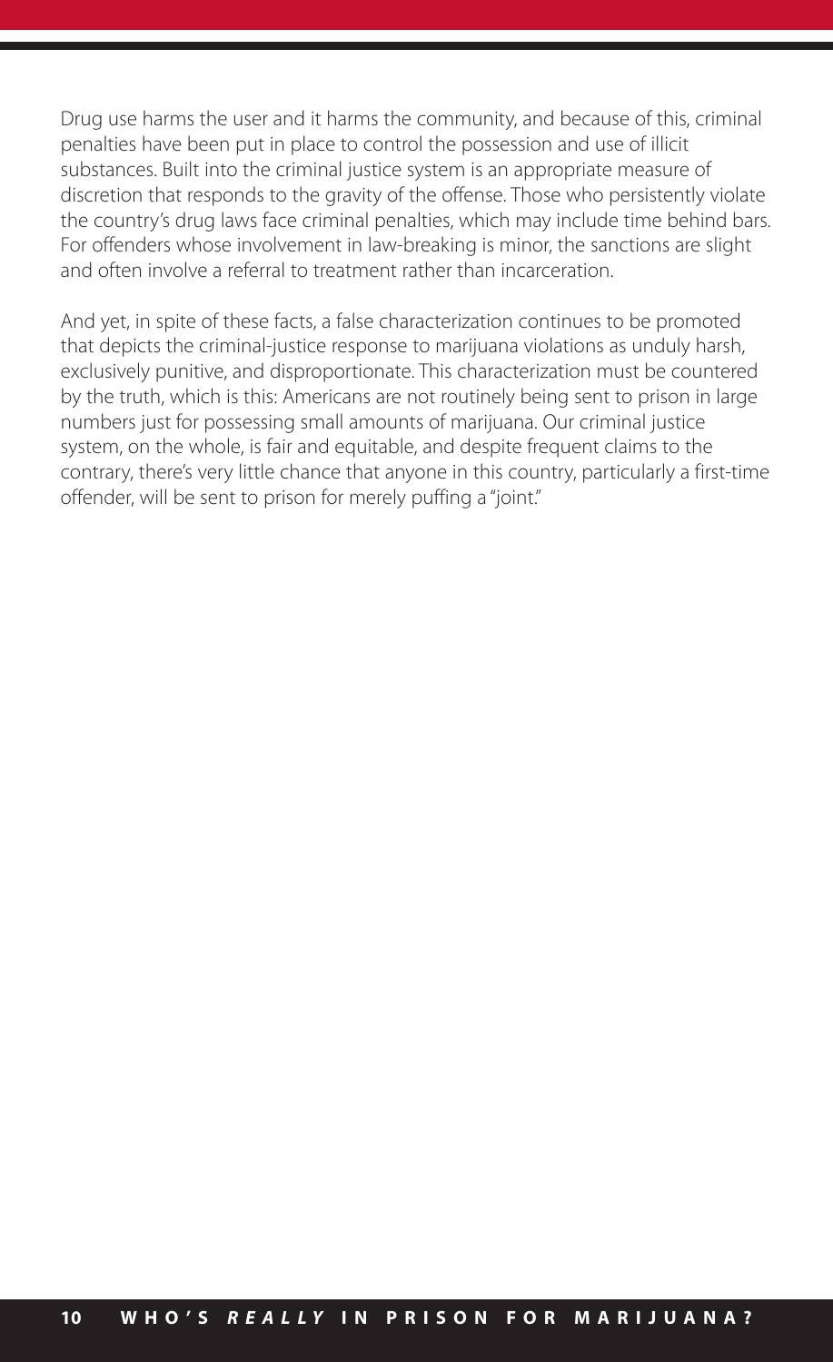Drug use harms the user and it harms the community, and because of this, criminal penalties have been put in place to control the possession and use of illicit substances. Built into the criminal justice system is an appropriate measure of discretion that responds to the gravity of the offense. Those who persistently violate the country's drug laws face criminal penalties, which may include time behind bars. For offenders whose involvement in law-breaking is minor, the sanctions are slight and often involve a referral to treatment rather than incarceration.

And yet, in spite of these facts, a false characterization continues to be promoted that depicts the criminal-justice response to marijuana violations as unduly harsh, exclusively punitive, and disproportionate. This characterization must be countered by the truth, which is this: Americans are not routinely being sent to prison in large numbers just for possessing small amounts of marijuana. Our criminal justice system, on the whole, is fair and equitable, and despite frequent claims to the contrary, there's very little chance that anyone in this country, particularly a first-time offender, will be sent to prison for merely puffing a "joint."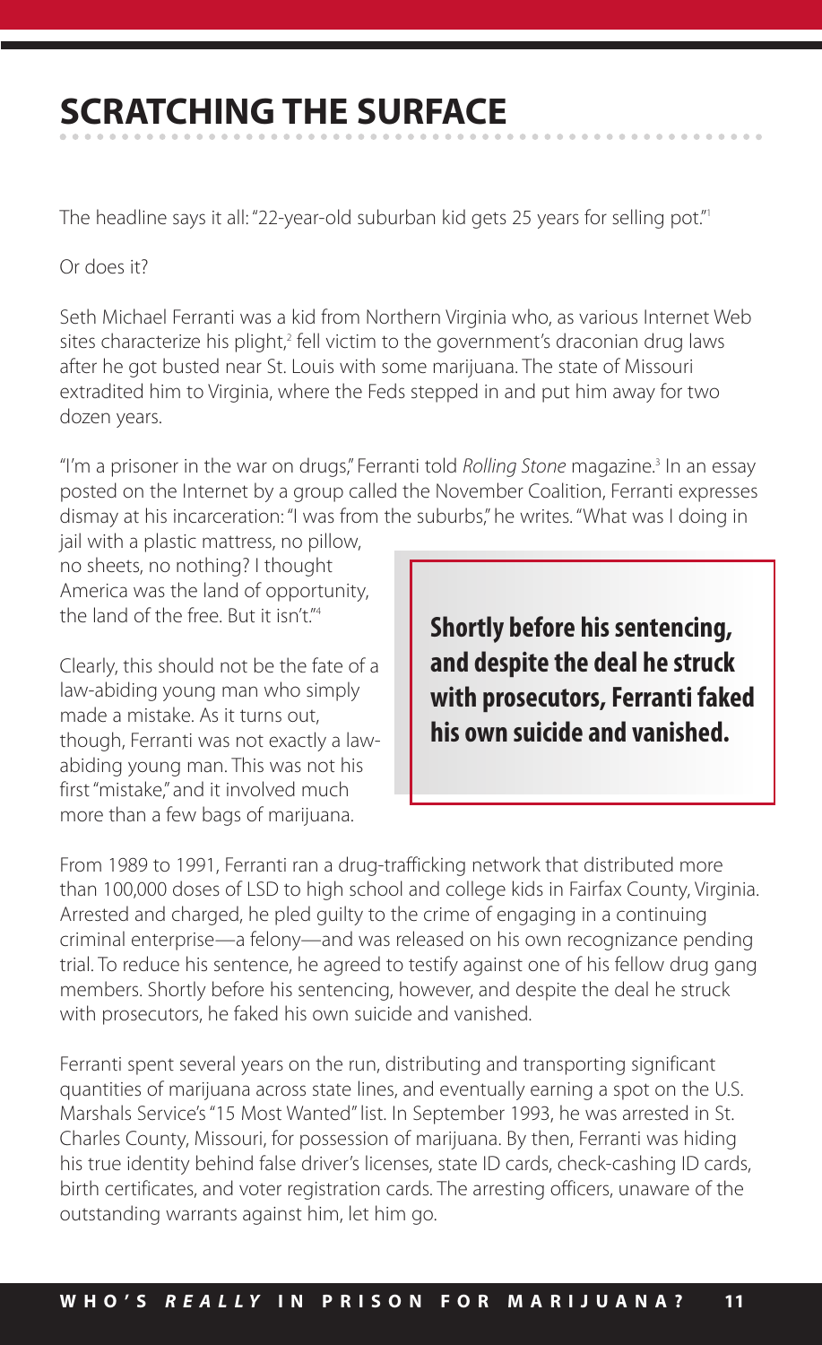# SCRATCHING THE SURFACE

The headline says it all: "22-year-old suburban kid gets 25 years for selling pot."[1]

Or does it?

Seth Michael Ferranti was a kid from Northern Virginia who, as various Internet Web sites characterize his plight,[2] fell victim to the government's draconian drug laws after he got busted near St. Louis with some marijuana. The state of Missouri extradited him to Virginia, where the Feds stepped in and put him away for two dozen years.

"I'm a prisoner in the war on drugs," Ferranti told *Rolling Stone* magazine.[3] In an essay posted on the Internet by a group called the November Coalition, Ferranti expresses dismay at his incarceration: "I was from the suburbs," he writes. "What was I doing in jail with a plastic mattress, no pillow, no sheets, no nothing? I thought America was the land of opportunity, the land of the free. But it isn't."[4]

Clearly, this should not be the fate of a law-abiding young man who simply made a mistake. As it turns out, though, Ferranti was not exactly a law-abiding young man. This was not his first "mistake," and it involved much more than a few bags of marijuana.

**Shortly before his sentencing, and despite the deal he struck with prosecutors, Ferranti faked his own suicide and vanished.**

From 1989 to 1991, Ferranti ran a drug-trafficking network that distributed more than 100,000 doses of LSD to high school and college kids in Fairfax County, Virginia. Arrested and charged, he pled guilty to the crime of engaging in a continuing criminal enterprise—a felony—and was released on his own recognizance pending trial. To reduce his sentence, he agreed to testify against one of his fellow drug gang members. Shortly before his sentencing, however, and despite the deal he struck with prosecutors, he faked his own suicide and vanished.

Ferranti spent several years on the run, distributing and transporting significant quantities of marijuana across state lines, and eventually earning a spot on the U.S. Marshals Service's "15 Most Wanted" list. In September 1993, he was arrested in St. Charles County, Missouri, for possession of marijuana. By then, Ferranti was hiding his true identity behind false driver's licenses, state ID cards, check-cashing ID cards, birth certificates, and voter registration cards. The arresting officers, unaware of the outstanding warrants against him, let him go.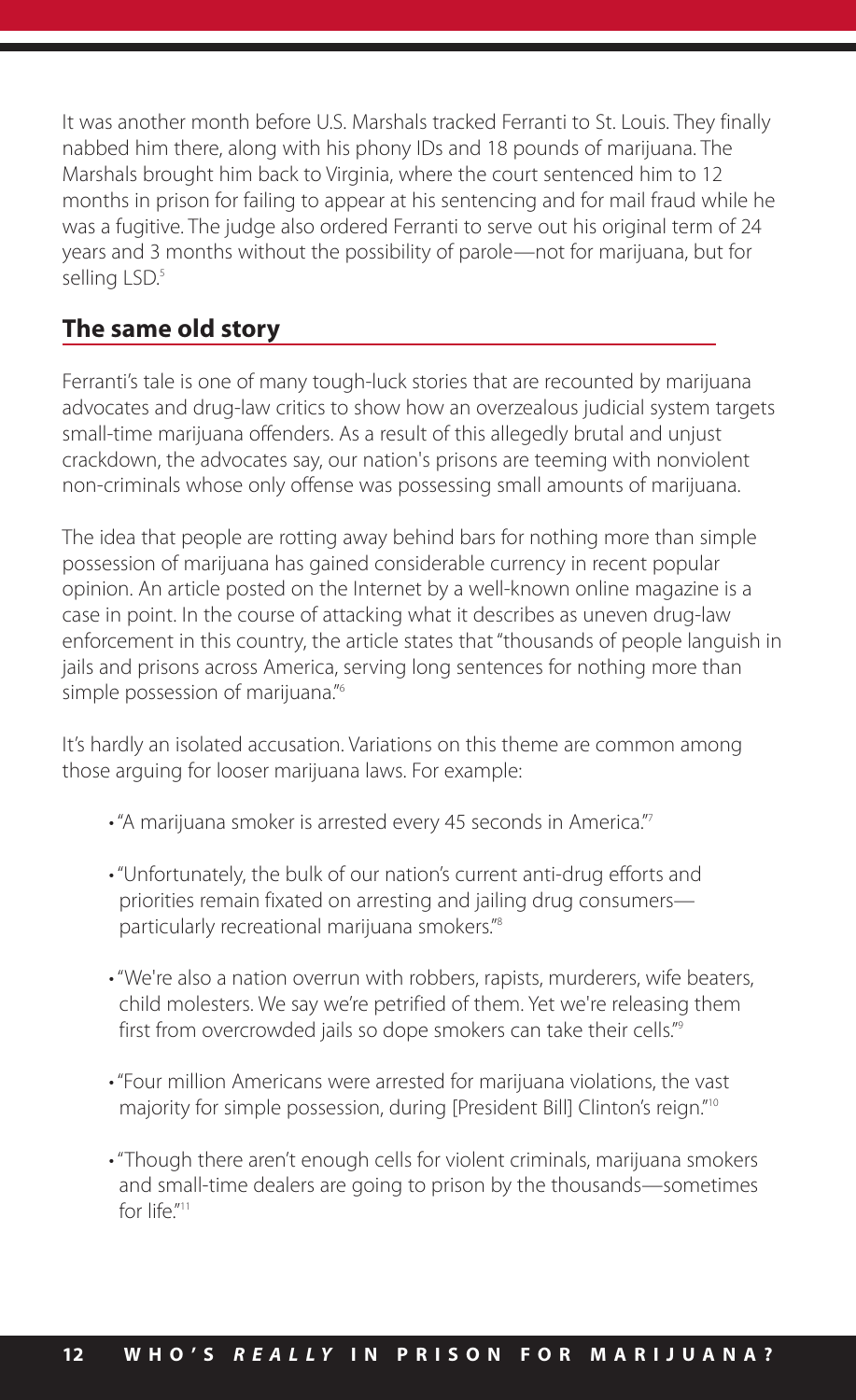It was another month before U.S. Marshals tracked Ferranti to St. Louis. They finally nabbed him there, along with his phony IDs and 18 pounds of marijuana. The Marshals brought him back to Virginia, where the court sentenced him to 12 months in prison for failing to appear at his sentencing and for mail fraud while he was a fugitive. The judge also ordered Ferranti to serve out his original term of 24 years and 3 months without the possibility of parole—not for marijuana, but for selling LSD.[5]

## The same old story

Ferranti's tale is one of many tough-luck stories that are recounted by marijuana advocates and drug-law critics to show how an overzealous judicial system targets small-time marijuana offenders. As a result of this allegedly brutal and unjust crackdown, the advocates say, our nation's prisons are teeming with nonviolent non-criminals whose only offense was possessing small amounts of marijuana.

The idea that people are rotting away behind bars for nothing more than simple possession of marijuana has gained considerable currency in recent popular opinion. An article posted on the Internet by a well-known online magazine is a case in point. In the course of attacking what it describes as uneven drug-law enforcement in this country, the article states that "thousands of people languish in jails and prisons across America, serving long sentences for nothing more than simple possession of marijuana."[6]

It's hardly an isolated accusation. Variations on this theme are common among those arguing for looser marijuana laws. For example:

- "A marijuana smoker is arrested every 45 seconds in America."[7]
- "Unfortunately, the bulk of our nation's current anti-drug efforts and priorities remain fixated on arresting and jailing drug consumers—particularly recreational marijuana smokers."[8]
- "We're also a nation overrun with robbers, rapists, murderers, wife beaters, child molesters. We say we're petrified of them. Yet we're releasing them first from overcrowded jails so dope smokers can take their cells."[9]
- "Four million Americans were arrested for marijuana violations, the vast majority for simple possession, during [President Bill] Clinton's reign."[10]
- "Though there aren't enough cells for violent criminals, marijuana smokers and small-time dealers are going to prison by the thousands—sometimes for life."[11]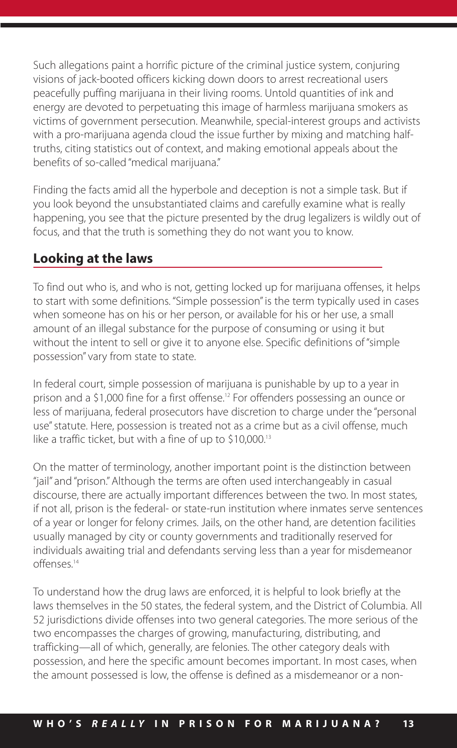Such allegations paint a horrific picture of the criminal justice system, conjuring visions of jack-booted officers kicking down doors to arrest recreational users peacefully puffing marijuana in their living rooms. Untold quantities of ink and energy are devoted to perpetuating this image of harmless marijuana smokers as victims of government persecution. Meanwhile, special-interest groups and activists with a pro-marijuana agenda cloud the issue further by mixing and matching half-truths, citing statistics out of context, and making emotional appeals about the benefits of so-called "medical marijuana."

Finding the facts amid all the hyperbole and deception is not a simple task. But if you look beyond the unsubstantiated claims and carefully examine what is really happening, you see that the picture presented by the drug legalizers is wildly out of focus, and that the truth is something they do not want you to know.

## Looking at the laws

To find out who is, and who is not, getting locked up for marijuana offenses, it helps to start with some definitions. "Simple possession" is the term typically used in cases when someone has on his or her person, or available for his or her use, a small amount of an illegal substance for the purpose of consuming or using it but without the intent to sell or give it to anyone else. Specific definitions of "simple possession" vary from state to state.

In federal court, simple possession of marijuana is punishable by up to a year in prison and a $1,000 fine for a first offense.[12] For offenders possessing an ounce or less of marijuana, federal prosecutors have discretion to charge under the "personal use" statute. Here, possession is treated not as a crime but as a civil offense, much like a traffic ticket, but with a fine of up to $10,000.[13]

On the matter of terminology, another important point is the distinction between "jail" and "prison." Although the terms are often used interchangeably in casual discourse, there are actually important differences between the two. In most states, if not all, prison is the federal- or state-run institution where inmates serve sentences of a year or longer for felony crimes. Jails, on the other hand, are detention facilities usually managed by city or county governments and traditionally reserved for individuals awaiting trial and defendants serving less than a year for misdemeanor offenses.[14]

To understand how the drug laws are enforced, it is helpful to look briefly at the laws themselves in the 50 states, the federal system, and the District of Columbia. All 52 jurisdictions divide offenses into two general categories. The more serious of the two encompasses the charges of growing, manufacturing, distributing, and trafficking—all of which, generally, are felonies. The other category deals with possession, and here the specific amount becomes important. In most cases, when the amount possessed is low, the offense is defined as a misdemeanor or a non-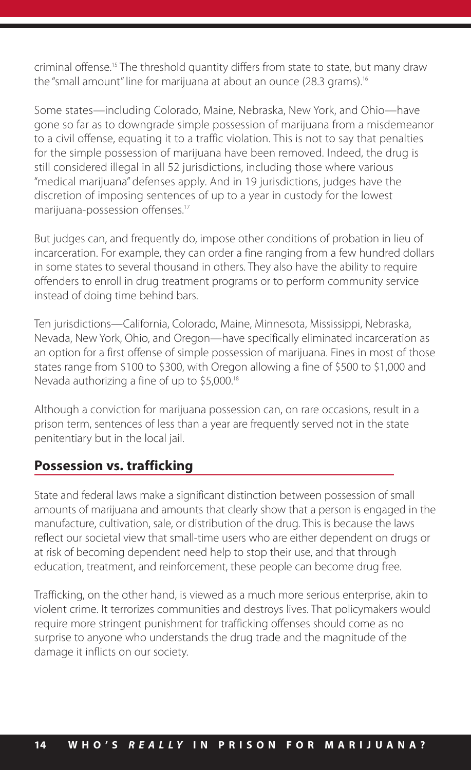criminal offense.[15] The threshold quantity differs from state to state, but many draw the "small amount" line for marijuana at about an ounce (28.3 grams).[16]

Some states—including Colorado, Maine, Nebraska, New York, and Ohio—have gone so far as to downgrade simple possession of marijuana from a misdemeanor to a civil offense, equating it to a traffic violation. This is not to say that penalties for the simple possession of marijuana have been removed. Indeed, the drug is still considered illegal in all 52 jurisdictions, including those where various "medical marijuana" defenses apply. And in 19 jurisdictions, judges have the discretion of imposing sentences of up to a year in custody for the lowest marijuana-possession offenses.[17]

But judges can, and frequently do, impose other conditions of probation in lieu of incarceration. For example, they can order a fine ranging from a few hundred dollars in some states to several thousand in others. They also have the ability to require offenders to enroll in drug treatment programs or to perform community service instead of doing time behind bars.

Ten jurisdictions—California, Colorado, Maine, Minnesota, Mississippi, Nebraska, Nevada, New York, Ohio, and Oregon—have specifically eliminated incarceration as an option for a first offense of simple possession of marijuana. Fines in most of those states range from $100 to $300, with Oregon allowing a fine of $500 to $1,000 and Nevada authorizing a fine of up to $5,000.[18]

Although a conviction for marijuana possession can, on rare occasions, result in a prison term, sentences of less than a year are frequently served not in the state penitentiary but in the local jail.

## Possession vs. trafficking

State and federal laws make a significant distinction between possession of small amounts of marijuana and amounts that clearly show that a person is engaged in the manufacture, cultivation, sale, or distribution of the drug. This is because the laws reflect our societal view that small-time users who are either dependent on drugs or at risk of becoming dependent need help to stop their use, and that through education, treatment, and reinforcement, these people can become drug free.

Trafficking, on the other hand, is viewed as a much more serious enterprise, akin to violent crime. It terrorizes communities and destroys lives. That policymakers would require more stringent punishment for trafficking offenses should come as no surprise to anyone who understands the drug trade and the magnitude of the damage it inflicts on our society.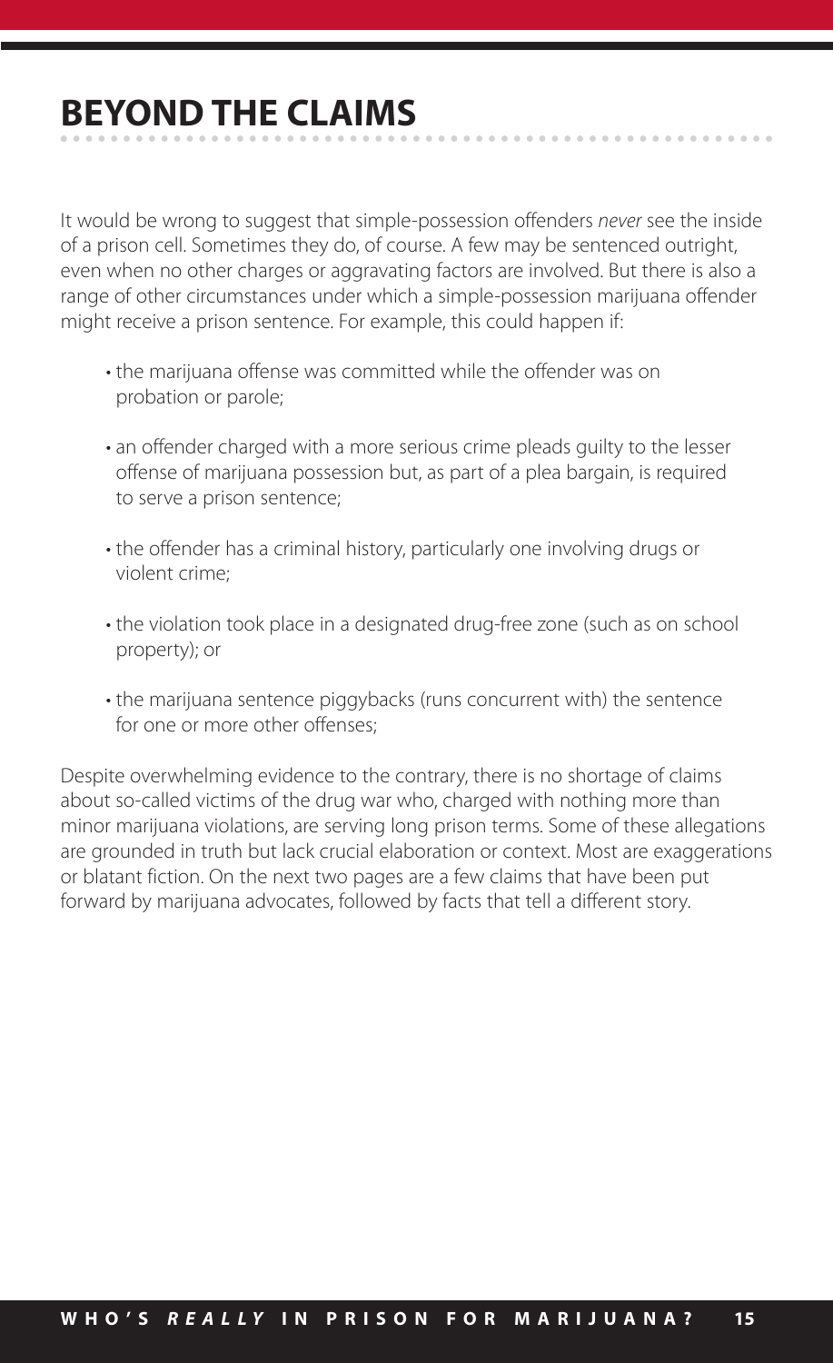# BEYOND THE CLAIMS

It would be wrong to suggest that simple-possession offenders *never* see the inside of a prison cell. Sometimes they do, of course. A few may be sentenced outright, even when no other charges or aggravating factors are involved. But there is also a range of other circumstances under which a simple-possession marijuana offender might receive a prison sentence. For example, this could happen if:

- the marijuana offense was committed while the offender was on probation or parole;
- an offender charged with a more serious crime pleads guilty to the lesser offense of marijuana possession but, as part of a plea bargain, is required to serve a prison sentence;
- the offender has a criminal history, particularly one involving drugs or violent crime;
- the violation took place in a designated drug-free zone (such as on school property); or
- the marijuana sentence piggybacks (runs concurrent with) the sentence for one or more other offenses;

Despite overwhelming evidence to the contrary, there is no shortage of claims about so-called victims of the drug war who, charged with nothing more than minor marijuana violations, are serving long prison terms. Some of these allegations are grounded in truth but lack crucial elaboration or context. Most are exaggerations or blatant fiction. On the next two pages are a few claims that have been put forward by marijuana advocates, followed by facts that tell a different story.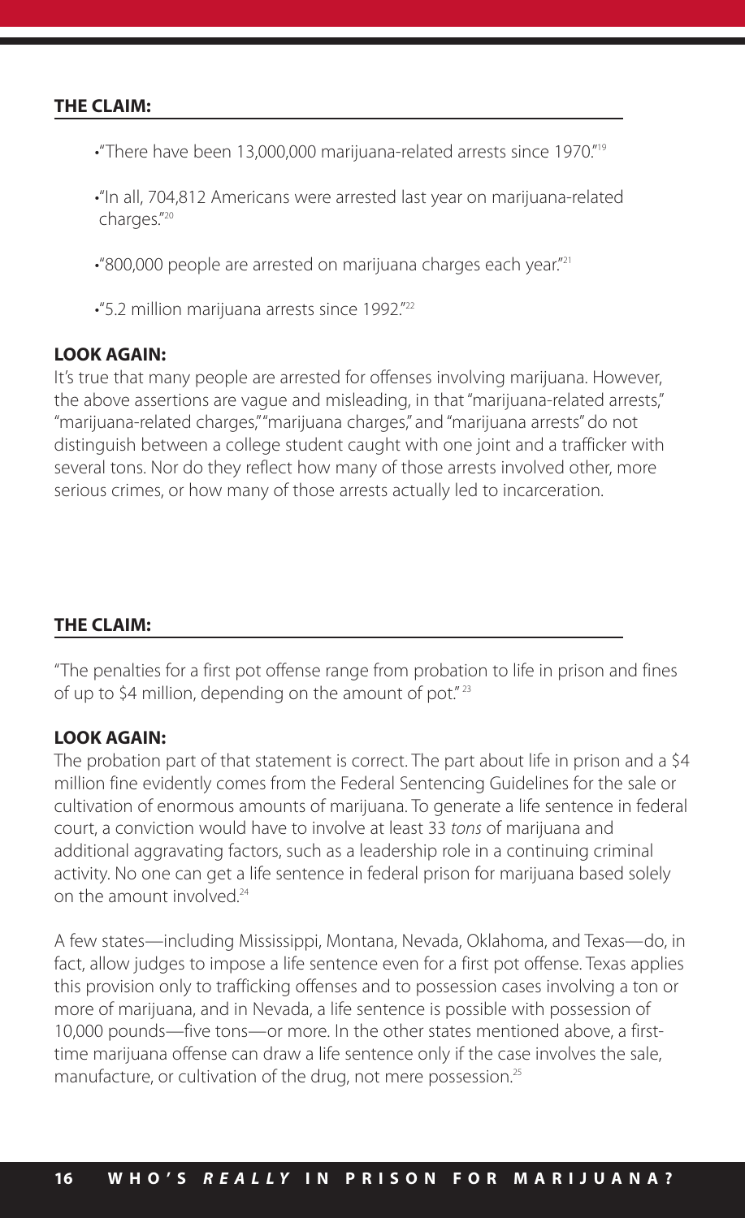**THE CLAIM:**

- "There have been 13,000,000 marijuana-related arrests since 1970."[19]
- "In all, 704,812 Americans were arrested last year on marijuana-related charges."[20]
- "800,000 people are arrested on marijuana charges each year."[21]
- "5.2 million marijuana arrests since 1992."[22]

**LOOK AGAIN:**

It's true that many people are arrested for offenses involving marijuana. However, the above assertions are vague and misleading, in that "marijuana-related arrests," "marijuana-related charges," "marijuana charges," and "marijuana arrests" do not distinguish between a college student caught with one joint and a trafficker with several tons. Nor do they reflect how many of those arrests involved other, more serious crimes, or how many of those arrests actually led to incarceration.

**THE CLAIM:**

"The penalties for a first pot offense range from probation to life in prison and fines of up to $4 million, depending on the amount of pot."[23]

**LOOK AGAIN:**

The probation part of that statement is correct. The part about life in prison and a $4 million fine evidently comes from the Federal Sentencing Guidelines for the sale or cultivation of enormous amounts of marijuana. To generate a life sentence in federal court, a conviction would have to involve at least 33 *tons* of marijuana and additional aggravating factors, such as a leadership role in a continuing criminal activity. No one can get a life sentence in federal prison for marijuana based solely on the amount involved.[24]

A few states—including Mississippi, Montana, Nevada, Oklahoma, and Texas—do, in fact, allow judges to impose a life sentence even for a first pot offense. Texas applies this provision only to trafficking offenses and to possession cases involving a ton or more of marijuana, and in Nevada, a life sentence is possible with possession of 10,000 pounds—five tons—or more. In the other states mentioned above, a first-time marijuana offense can draw a life sentence only if the case involves the sale, manufacture, or cultivation of the drug, not mere possession.[25]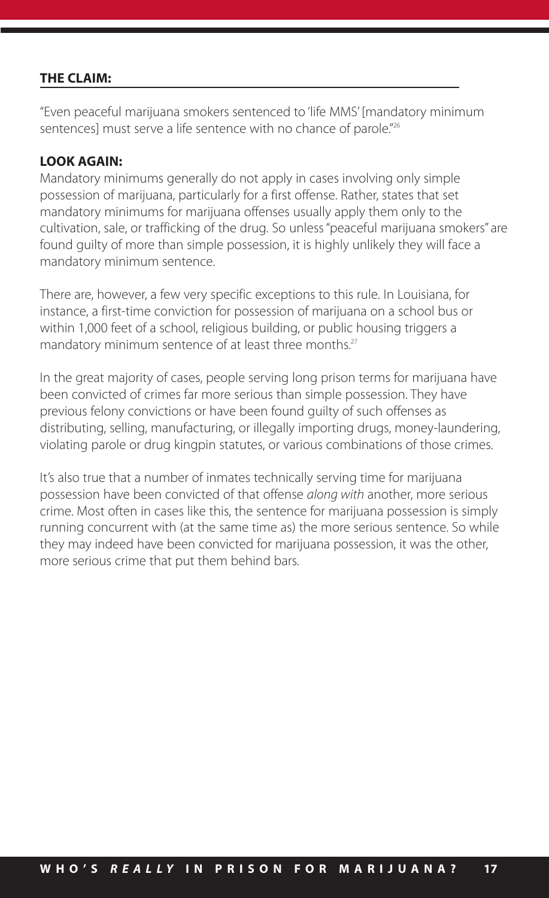**THE CLAIM:**

"Even peaceful marijuana smokers sentenced to 'life MMS' [mandatory minimum sentences] must serve a life sentence with no chance of parole."[26]

**LOOK AGAIN:**

Mandatory minimums generally do not apply in cases involving only simple possession of marijuana, particularly for a first offense. Rather, states that set mandatory minimums for marijuana offenses usually apply them only to the cultivation, sale, or trafficking of the drug. So unless "peaceful marijuana smokers" are found guilty of more than simple possession, it is highly unlikely they will face a mandatory minimum sentence.

There are, however, a few very specific exceptions to this rule. In Louisiana, for instance, a first-time conviction for possession of marijuana on a school bus or within 1,000 feet of a school, religious building, or public housing triggers a mandatory minimum sentence of at least three months.[27]

In the great majority of cases, people serving long prison terms for marijuana have been convicted of crimes far more serious than simple possession. They have previous felony convictions or have been found guilty of such offenses as distributing, selling, manufacturing, or illegally importing drugs, money-laundering, violating parole or drug kingpin statutes, or various combinations of those crimes.

It's also true that a number of inmates technically serving time for marijuana possession have been convicted of that offense *along with* another, more serious crime. Most often in cases like this, the sentence for marijuana possession is simply running concurrent with (at the same time as) the more serious sentence. So while they may indeed have been convicted for marijuana possession, it was the other, more serious crime that put them behind bars.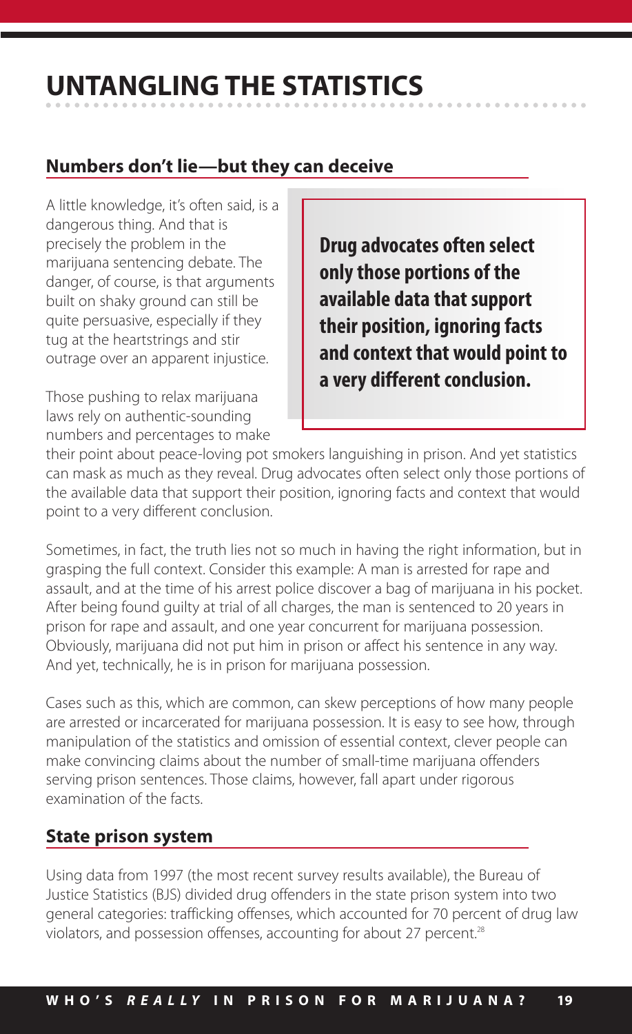# UNTANGLING THE STATISTICS

## Numbers don't lie—but they can deceive

A little knowledge, it's often said, is a dangerous thing. And that is precisely the problem in the marijuana sentencing debate. The danger, of course, is that arguments built on shaky ground can still be quite persuasive, especially if they tug at the heartstrings and stir outrage over an apparent injustice.

> **Drug advocates often select only those portions of the available data that support their position, ignoring facts and context that would point to a very different conclusion.**

Those pushing to relax marijuana laws rely on authentic-sounding numbers and percentages to make their point about peace-loving pot smokers languishing in prison. And yet statistics can mask as much as they reveal. Drug advocates often select only those portions of the available data that support their position, ignoring facts and context that would point to a very different conclusion.

Sometimes, in fact, the truth lies not so much in having the right information, but in grasping the full context. Consider this example: A man is arrested for rape and assault, and at the time of his arrest police discover a bag of marijuana in his pocket. After being found guilty at trial of all charges, the man is sentenced to 20 years in prison for rape and assault, and one year concurrent for marijuana possession. Obviously, marijuana did not put him in prison or affect his sentence in any way. And yet, technically, he is in prison for marijuana possession.

Cases such as this, which are common, can skew perceptions of how many people are arrested or incarcerated for marijuana possession. It is easy to see how, through manipulation of the statistics and omission of essential context, clever people can make convincing claims about the number of small-time marijuana offenders serving prison sentences. Those claims, however, fall apart under rigorous examination of the facts.

## State prison system

Using data from 1997 (the most recent survey results available), the Bureau of Justice Statistics (BJS) divided drug offenders in the state prison system into two general categories: trafficking offenses, which accounted for 70 percent of drug law violators, and possession offenses, accounting for about 27 percent.[28]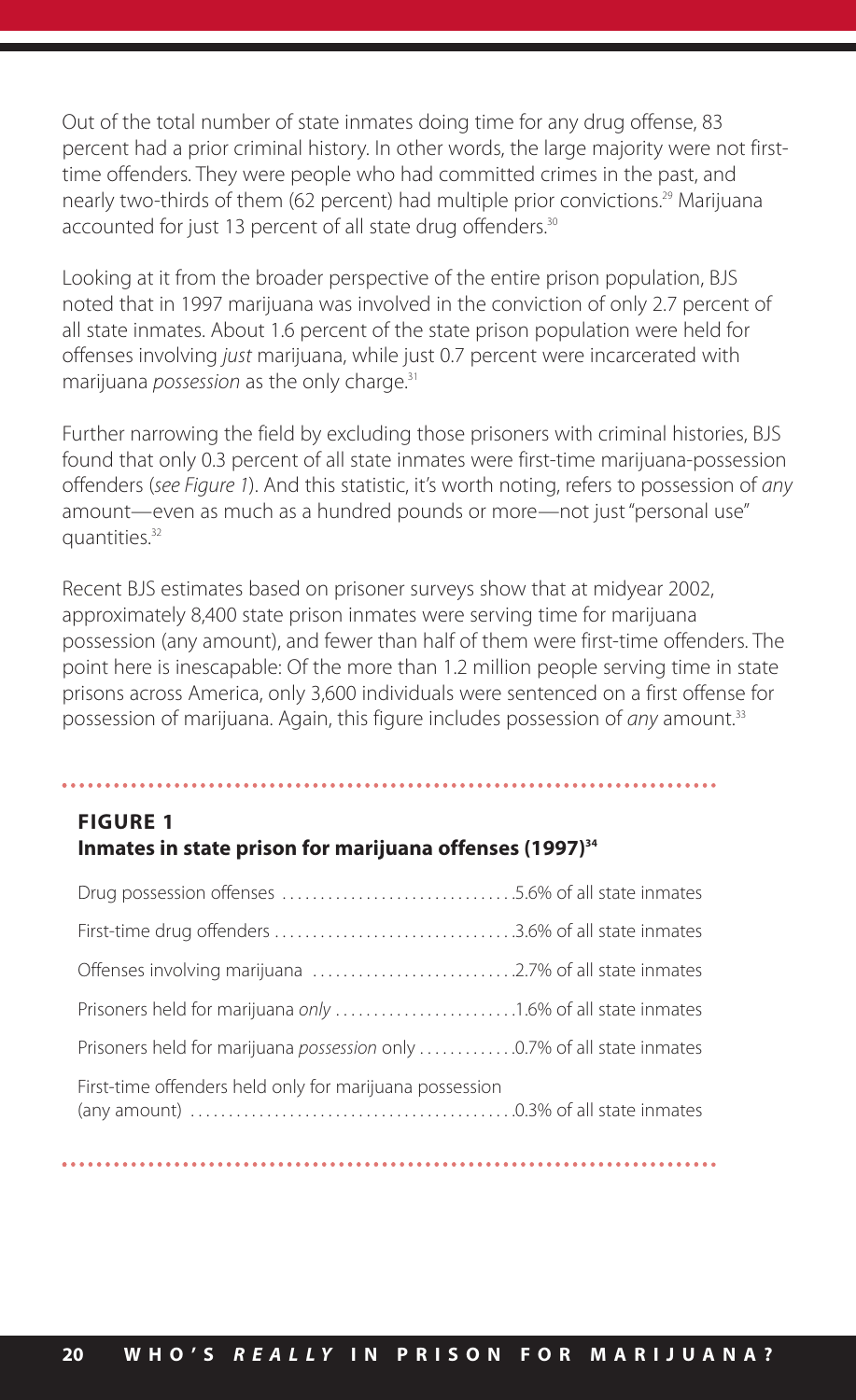Out of the total number of state inmates doing time for any drug offense, 83 percent had a prior criminal history. In other words, the large majority were not first-time offenders. They were people who had committed crimes in the past, and nearly two-thirds of them (62 percent) had multiple prior convictions.[29] Marijuana accounted for just 13 percent of all state drug offenders.[30]

Looking at it from the broader perspective of the entire prison population, BJS noted that in 1997 marijuana was involved in the conviction of only 2.7 percent of all state inmates. About 1.6 percent of the state prison population were held for offenses involving *just* marijuana, while just 0.7 percent were incarcerated with marijuana *possession* as the only charge.[31]

Further narrowing the field by excluding those prisoners with criminal histories, BJS found that only 0.3 percent of all state inmates were first-time marijuana-possession offenders (*see Figure 1*). And this statistic, it's worth noting, refers to possession of *any* amount—even as much as a hundred pounds or more—not just "personal use" quantities.[32]

Recent BJS estimates based on prisoner surveys show that at midyear 2002, approximately 8,400 state prison inmates were serving time for marijuana possession (any amount), and fewer than half of them were first-time offenders. The point here is inescapable: Of the more than 1.2 million people serving time in state prisons across America, only 3,600 individuals were sentenced on a first offense for possession of marijuana. Again, this figure includes possession of *any* amount.[33]

### FIGURE 1
**Inmates in state prison for marijuana offenses (1997)[34]**

| Offense | Share |
|---|---|
| Drug possession offenses | 5.6% of all state inmates |
| First-time drug offenders | 3.6% of all state inmates |
| Offenses involving marijuana | 2.7% of all state inmates |
| Prisoners held for marijuana *only* | 1.6% of all state inmates |
| Prisoners held for marijuana *possession* only | 0.7% of all state inmates |
| First-time offenders held only for marijuana possession (any amount) | 0.3% of all state inmates |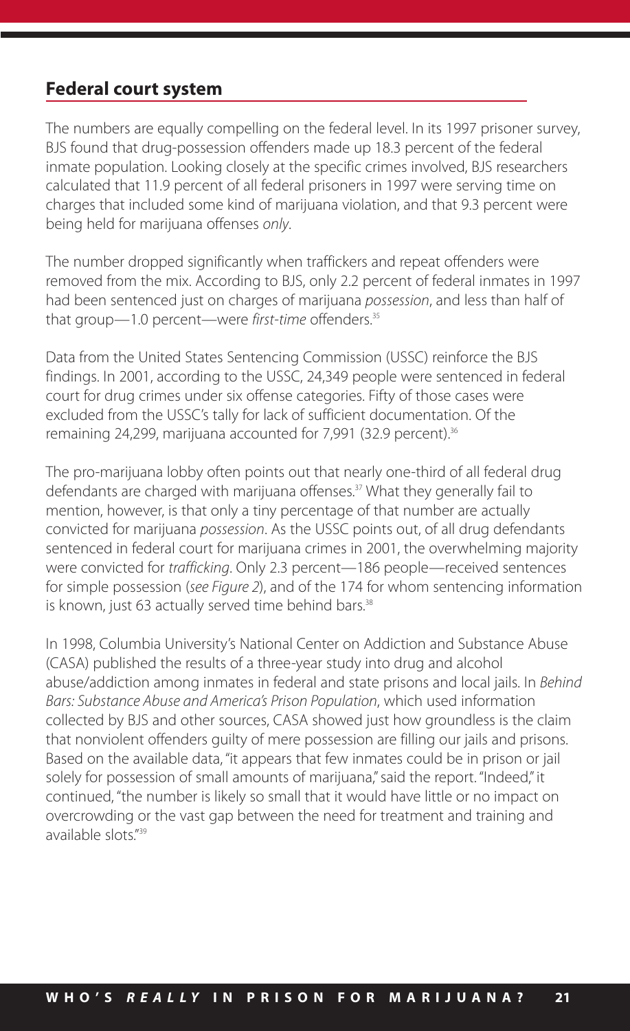## Federal court system

The numbers are equally compelling on the federal level. In its 1997 prisoner survey, BJS found that drug-possession offenders made up 18.3 percent of the federal inmate population. Looking closely at the specific crimes involved, BJS researchers calculated that 11.9 percent of all federal prisoners in 1997 were serving time on charges that included some kind of marijuana violation, and that 9.3 percent were being held for marijuana offenses *only*.

The number dropped significantly when traffickers and repeat offenders were removed from the mix. According to BJS, only 2.2 percent of federal inmates in 1997 had been sentenced just on charges of marijuana *possession*, and less than half of that group—1.0 percent—were *first-time* offenders.[35]

Data from the United States Sentencing Commission (USSC) reinforce the BJS findings. In 2001, according to the USSC, 24,349 people were sentenced in federal court for drug crimes under six offense categories. Fifty of those cases were excluded from the USSC's tally for lack of sufficient documentation. Of the remaining 24,299, marijuana accounted for 7,991 (32.9 percent).[36]

The pro-marijuana lobby often points out that nearly one-third of all federal drug defendants are charged with marijuana offenses.[37] What they generally fail to mention, however, is that only a tiny percentage of that number are actually convicted for marijuana *possession*. As the USSC points out, of all drug defendants sentenced in federal court for marijuana crimes in 2001, the overwhelming majority were convicted for *trafficking*. Only 2.3 percent—186 people—received sentences for simple possession (*see Figure 2*), and of the 174 for whom sentencing information is known, just 63 actually served time behind bars.[38]

In 1998, Columbia University's National Center on Addiction and Substance Abuse (CASA) published the results of a three-year study into drug and alcohol abuse/addiction among inmates in federal and state prisons and local jails. In *Behind Bars: Substance Abuse and America's Prison Population*, which used information collected by BJS and other sources, CASA showed just how groundless is the claim that nonviolent offenders guilty of mere possession are filling our jails and prisons. Based on the available data, "it appears that few inmates could be in prison or jail solely for possession of small amounts of marijuana," said the report. "Indeed," it continued, "the number is likely so small that it would have little or no impact on overcrowding or the vast gap between the need for treatment and training and available slots."[39]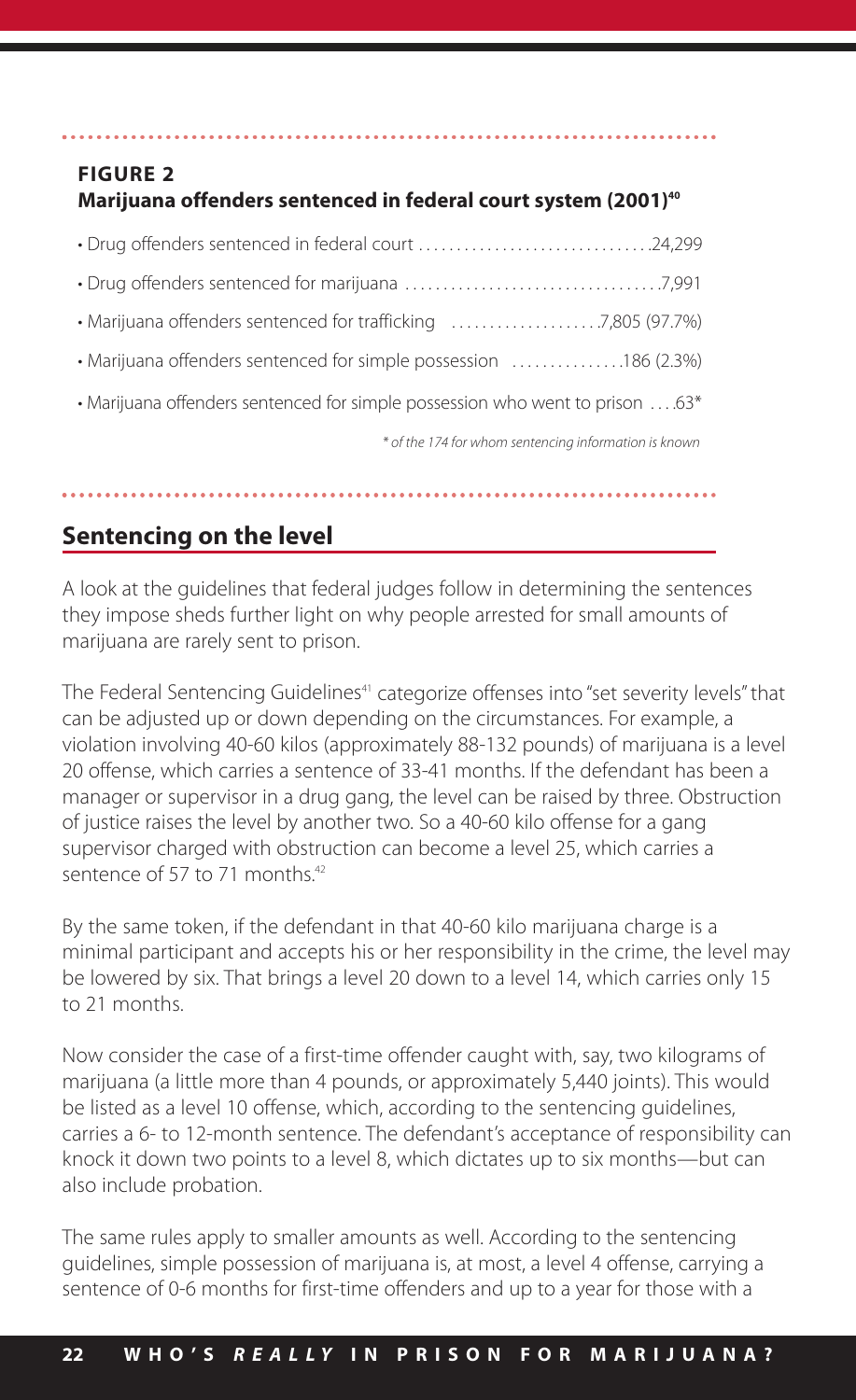**FIGURE 2**
**Marijuana offenders sentenced in federal court system (2001)[40]**

- Drug offenders sentenced in federal court ...............................24,299
- Drug offenders sentenced for marijuana .................................7,991
- Marijuana offenders sentenced for trafficking ....................7,805 (97.7%)
- Marijuana offenders sentenced for simple possession ...............186 (2.3%)
- Marijuana offenders sentenced for simple possession who went to prison ....63*

*\* of the 174 for whom sentencing information is known*

## Sentencing on the level

A look at the guidelines that federal judges follow in determining the sentences they impose sheds further light on why people arrested for small amounts of marijuana are rarely sent to prison.

The Federal Sentencing Guidelines[41] categorize offenses into "set severity levels" that can be adjusted up or down depending on the circumstances. For example, a violation involving 40-60 kilos (approximately 88-132 pounds) of marijuana is a level 20 offense, which carries a sentence of 33-41 months. If the defendant has been a manager or supervisor in a drug gang, the level can be raised by three. Obstruction of justice raises the level by another two. So a 40-60 kilo offense for a gang supervisor charged with obstruction can become a level 25, which carries a sentence of 57 to 71 months.[42]

By the same token, if the defendant in that 40-60 kilo marijuana charge is a minimal participant and accepts his or her responsibility in the crime, the level may be lowered by six. That brings a level 20 down to a level 14, which carries only 15 to 21 months.

Now consider the case of a first-time offender caught with, say, two kilograms of marijuana (a little more than 4 pounds, or approximately 5,440 joints). This would be listed as a level 10 offense, which, according to the sentencing guidelines, carries a 6- to 12-month sentence. The defendant's acceptance of responsibility can knock it down two points to a level 8, which dictates up to six months—but can also include probation.

The same rules apply to smaller amounts as well. According to the sentencing guidelines, simple possession of marijuana is, at most, a level 4 offense, carrying a sentence of 0-6 months for first-time offenders and up to a year for those with a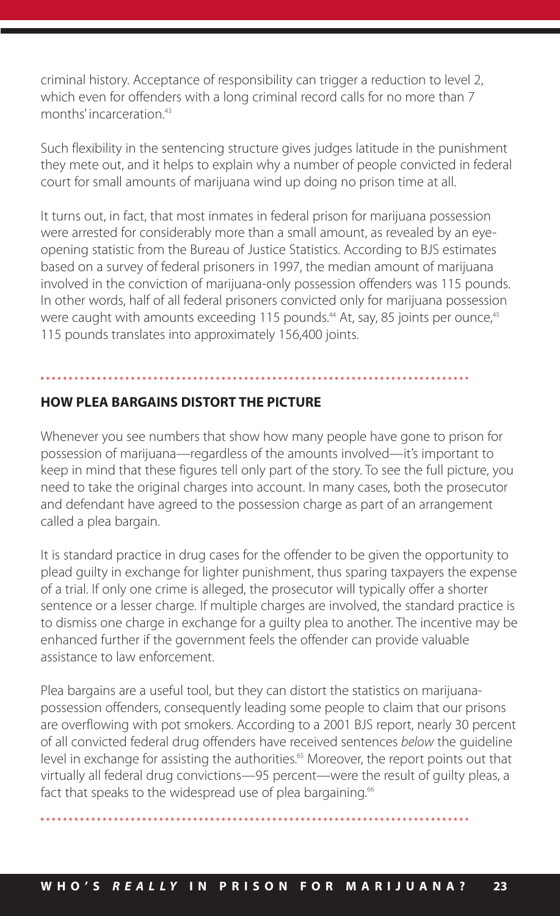criminal history. Acceptance of responsibility can trigger a reduction to level 2, which even for offenders with a long criminal record calls for no more than 7 months' incarceration.[43]

Such flexibility in the sentencing structure gives judges latitude in the punishment they mete out, and it helps to explain why a number of people convicted in federal court for small amounts of marijuana wind up doing no prison time at all.

It turns out, in fact, that most inmates in federal prison for marijuana possession were arrested for considerably more than a small amount, as revealed by an eye-opening statistic from the Bureau of Justice Statistics. According to BJS estimates based on a survey of federal prisoners in 1997, the median amount of marijuana involved in the conviction of marijuana-only possession offenders was 115 pounds. In other words, half of all federal prisoners convicted only for marijuana possession were caught with amounts exceeding 115 pounds.[44] At, say, 85 joints per ounce,[45] 115 pounds translates into approximately 156,400 joints.

## HOW PLEA BARGAINS DISTORT THE PICTURE

Whenever you see numbers that show how many people have gone to prison for possession of marijuana—regardless of the amounts involved—it's important to keep in mind that these figures tell only part of the story. To see the full picture, you need to take the original charges into account. In many cases, both the prosecutor and defendant have agreed to the possession charge as part of an arrangement called a plea bargain.

It is standard practice in drug cases for the offender to be given the opportunity to plead guilty in exchange for lighter punishment, thus sparing taxpayers the expense of a trial. If only one crime is alleged, the prosecutor will typically offer a shorter sentence or a lesser charge. If multiple charges are involved, the standard practice is to dismiss one charge in exchange for a guilty plea to another. The incentive may be enhanced further if the government feels the offender can provide valuable assistance to law enforcement.

Plea bargains are a useful tool, but they can distort the statistics on marijuana-possession offenders, consequently leading some people to claim that our prisons are overflowing with pot smokers. According to a 2001 BJS report, nearly 30 percent of all convicted federal drug offenders have received sentences *below* the guideline level in exchange for assisting the authorities.[65] Moreover, the report points out that virtually all federal drug convictions—95 percent—were the result of guilty pleas, a fact that speaks to the widespread use of plea bargaining.[66]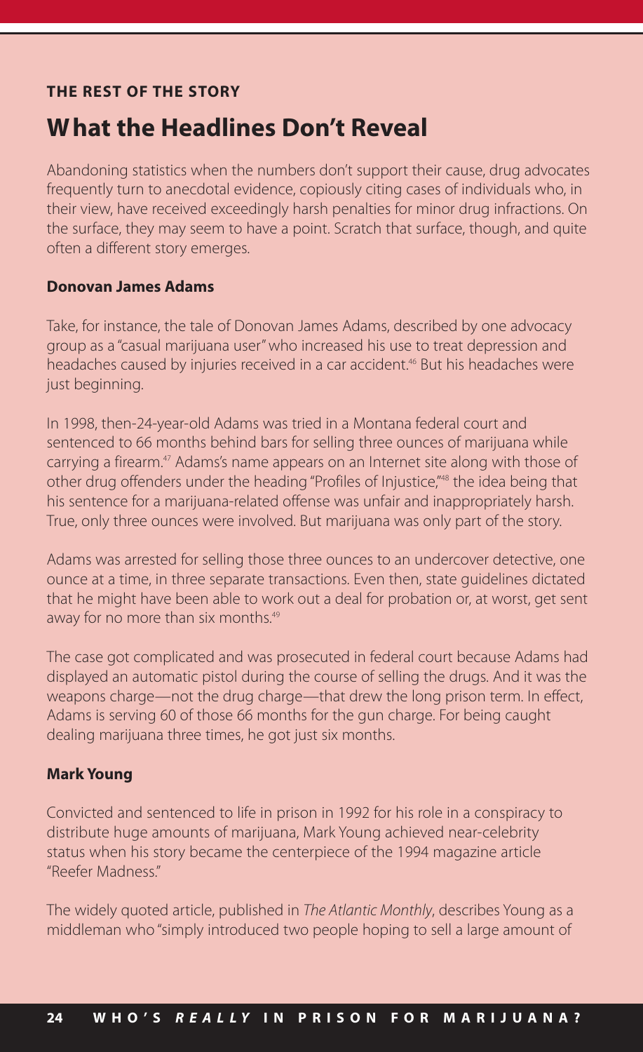**THE REST OF THE STORY**

## What the Headlines Don't Reveal

Abandoning statistics when the numbers don't support their cause, drug advocates frequently turn to anecdotal evidence, copiously citing cases of individuals who, in their view, have received exceedingly harsh penalties for minor drug infractions. On the surface, they may seem to have a point. Scratch that surface, though, and quite often a different story emerges.

### Donovan James Adams

Take, for instance, the tale of Donovan James Adams, described by one advocacy group as a "casual marijuana user" who increased his use to treat depression and headaches caused by injuries received in a car accident.[46] But his headaches were just beginning.

In 1998, then-24-year-old Adams was tried in a Montana federal court and sentenced to 66 months behind bars for selling three ounces of marijuana while carrying a firearm.[47] Adams's name appears on an Internet site along with those of other drug offenders under the heading "Profiles of Injustice,"[48] the idea being that his sentence for a marijuana-related offense was unfair and inappropriately harsh. True, only three ounces were involved. But marijuana was only part of the story.

Adams was arrested for selling those three ounces to an undercover detective, one ounce at a time, in three separate transactions. Even then, state guidelines dictated that he might have been able to work out a deal for probation or, at worst, get sent away for no more than six months.[49]

The case got complicated and was prosecuted in federal court because Adams had displayed an automatic pistol during the course of selling the drugs. And it was the weapons charge—not the drug charge—that drew the long prison term. In effect, Adams is serving 60 of those 66 months for the gun charge. For being caught dealing marijuana three times, he got just six months.

### Mark Young

Convicted and sentenced to life in prison in 1992 for his role in a conspiracy to distribute huge amounts of marijuana, Mark Young achieved near-celebrity status when his story became the centerpiece of the 1994 magazine article "Reefer Madness."

The widely quoted article, published in *The Atlantic Monthly*, describes Young as a middleman who "simply introduced two people hoping to sell a large amount of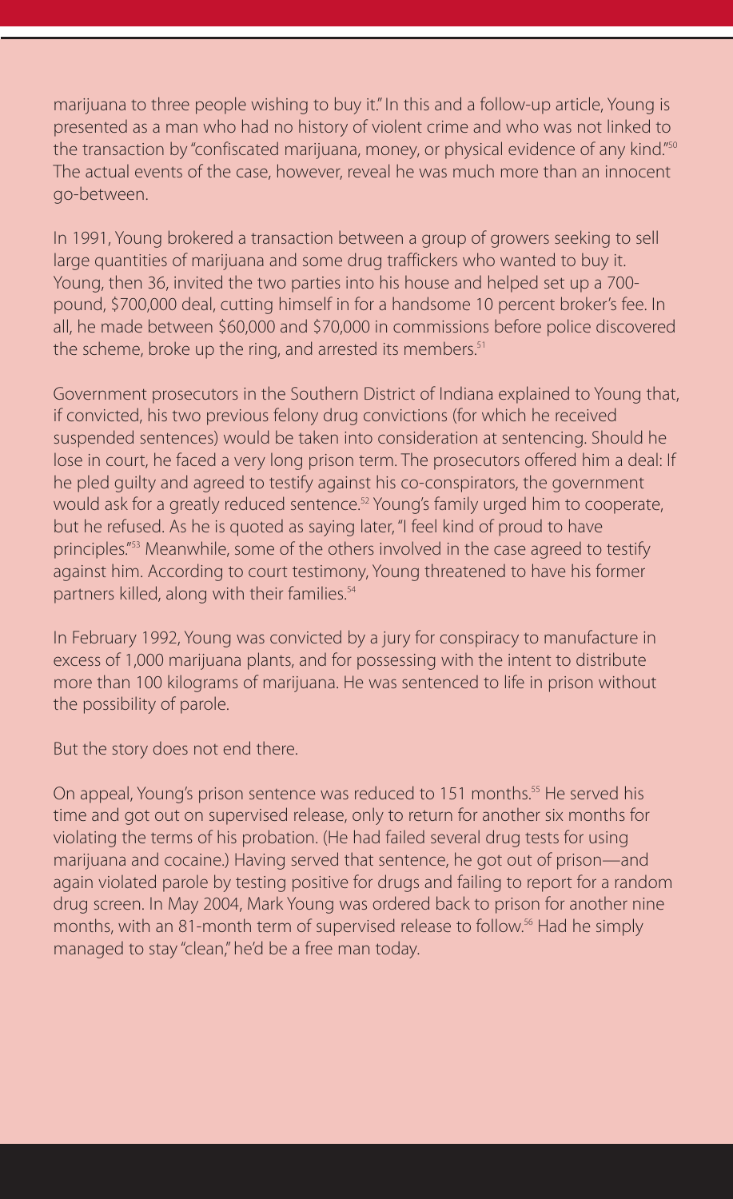marijuana to three people wishing to buy it." In this and a follow-up article, Young is presented as a man who had no history of violent crime and who was not linked to the transaction by "confiscated marijuana, money, or physical evidence of any kind."[50] The actual events of the case, however, reveal he was much more than an innocent go-between.

In 1991, Young brokered a transaction between a group of growers seeking to sell large quantities of marijuana and some drug traffickers who wanted to buy it. Young, then 36, invited the two parties into his house and helped set up a 700-pound, $700,000 deal, cutting himself in for a handsome 10 percent broker's fee. In all, he made between $60,000 and $70,000 in commissions before police discovered the scheme, broke up the ring, and arrested its members.[51]

Government prosecutors in the Southern District of Indiana explained to Young that, if convicted, his two previous felony drug convictions (for which he received suspended sentences) would be taken into consideration at sentencing. Should he lose in court, he faced a very long prison term. The prosecutors offered him a deal: If he pled guilty and agreed to testify against his co-conspirators, the government would ask for a greatly reduced sentence.[52] Young's family urged him to cooperate, but he refused. As he is quoted as saying later, "I feel kind of proud to have principles."[53] Meanwhile, some of the others involved in the case agreed to testify against him. According to court testimony, Young threatened to have his former partners killed, along with their families.[54]

In February 1992, Young was convicted by a jury for conspiracy to manufacture in excess of 1,000 marijuana plants, and for possessing with the intent to distribute more than 100 kilograms of marijuana. He was sentenced to life in prison without the possibility of parole.

But the story does not end there.

On appeal, Young's prison sentence was reduced to 151 months.[55] He served his time and got out on supervised release, only to return for another six months for violating the terms of his probation. (He had failed several drug tests for using marijuana and cocaine.) Having served that sentence, he got out of prison—and again violated parole by testing positive for drugs and failing to report for a random drug screen. In May 2004, Mark Young was ordered back to prison for another nine months, with an 81-month term of supervised release to follow.[56] Had he simply managed to stay "clean," he'd be a free man today.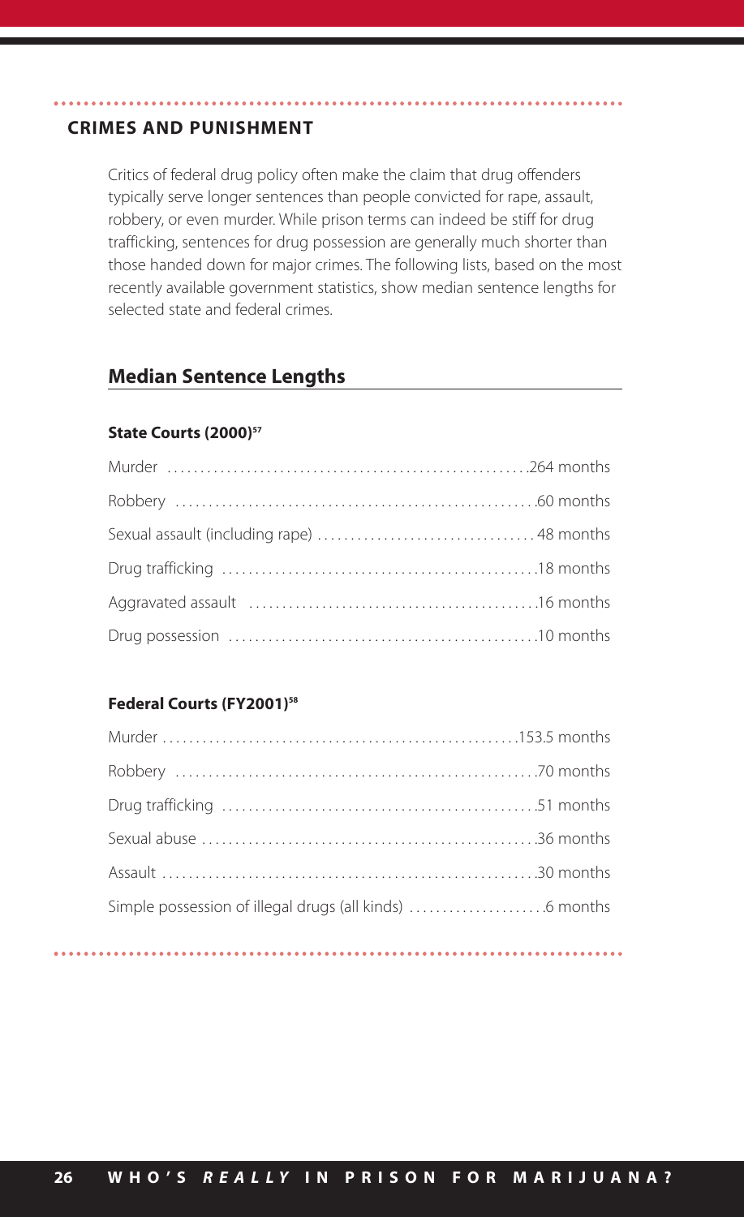## CRIMES AND PUNISHMENT

Critics of federal drug policy often make the claim that drug offenders typically serve longer sentences than people convicted for rape, assault, robbery, or even murder. While prison terms can indeed be stiff for drug trafficking, sentences for drug possession are generally much shorter than those handed down for major crimes. The following lists, based on the most recently available government statistics, show median sentence lengths for selected state and federal crimes.

### Median Sentence Lengths

#### State Courts (2000)[57]

| Crime | Median Sentence |
|---|---|
| Murder | 264 months |
| Robbery | 60 months |
| Sexual assault (including rape) | 48 months |
| Drug trafficking | 18 months |
| Aggravated assault | 16 months |
| Drug possession | 10 months |

#### Federal Courts (FY2001)[58]

| Crime | Median Sentence |
|---|---|
| Murder | 153.5 months |
| Robbery | 70 months |
| Drug trafficking | 51 months |
| Sexual abuse | 36 months |
| Assault | 30 months |
| Simple possession of illegal drugs (all kinds) | 6 months |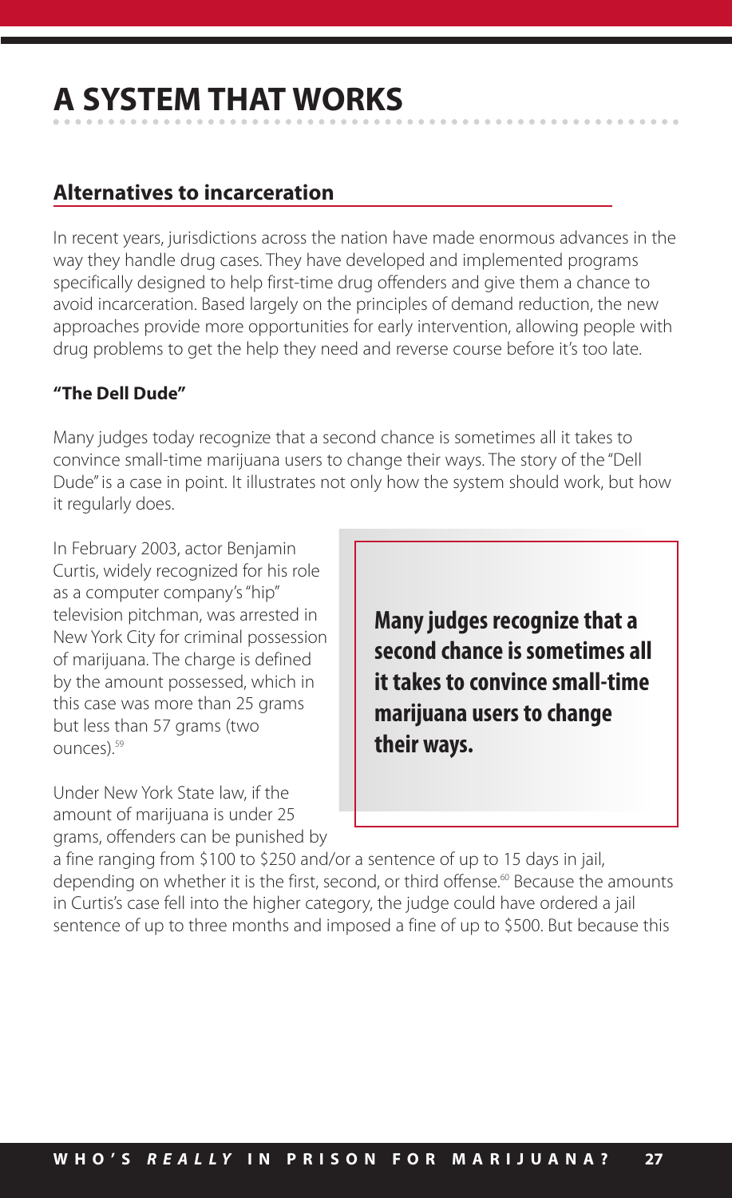# A SYSTEM THAT WORKS

## Alternatives to incarceration

In recent years, jurisdictions across the nation have made enormous advances in the way they handle drug cases. They have developed and implemented programs specifically designed to help first-time drug offenders and give them a chance to avoid incarceration. Based largely on the principles of demand reduction, the new approaches provide more opportunities for early intervention, allowing people with drug problems to get the help they need and reverse course before it's too late.

### "The Dell Dude"

Many judges today recognize that a second chance is sometimes all it takes to convince small-time marijuana users to change their ways. The story of the "Dell Dude" is a case in point. It illustrates not only how the system should work, but how it regularly does.

In February 2003, actor Benjamin Curtis, widely recognized for his role as a computer company's "hip" television pitchman, was arrested in New York City for criminal possession of marijuana. The charge is defined by the amount possessed, which in this case was more than 25 grams but less than 57 grams (two ounces).[59]

**Many judges recognize that a second chance is sometimes all it takes to convince small-time marijuana users to change their ways.**

Under New York State law, if the amount of marijuana is under 25 grams, offenders can be punished by a fine ranging from $100 to $250 and/or a sentence of up to 15 days in jail, depending on whether it is the first, second, or third offense.[60] Because the amounts in Curtis's case fell into the higher category, the judge could have ordered a jail sentence of up to three months and imposed a fine of up to $500. But because this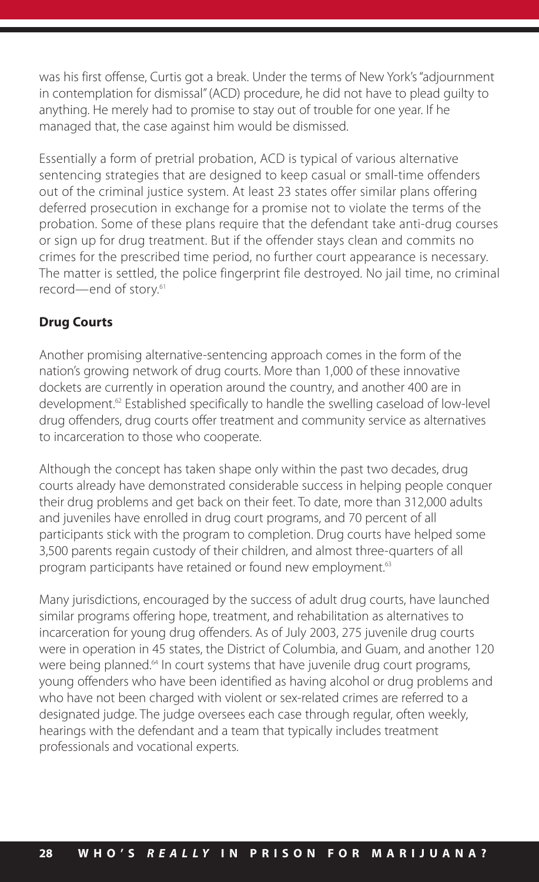was his first offense, Curtis got a break. Under the terms of New York's "adjournment in contemplation for dismissal" (ACD) procedure, he did not have to plead guilty to anything. He merely had to promise to stay out of trouble for one year. If he managed that, the case against him would be dismissed.

Essentially a form of pretrial probation, ACD is typical of various alternative sentencing strategies that are designed to keep casual or small-time offenders out of the criminal justice system. At least 23 states offer similar plans offering deferred prosecution in exchange for a promise not to violate the terms of the probation. Some of these plans require that the defendant take anti-drug courses or sign up for drug treatment. But if the offender stays clean and commits no crimes for the prescribed time period, no further court appearance is necessary. The matter is settled, the police fingerprint file destroyed. No jail time, no criminal record—end of story.[61]

### Drug Courts

Another promising alternative-sentencing approach comes in the form of the nation's growing network of drug courts. More than 1,000 of these innovative dockets are currently in operation around the country, and another 400 are in development.[62] Established specifically to handle the swelling caseload of low-level drug offenders, drug courts offer treatment and community service as alternatives to incarceration to those who cooperate.

Although the concept has taken shape only within the past two decades, drug courts already have demonstrated considerable success in helping people conquer their drug problems and get back on their feet. To date, more than 312,000 adults and juveniles have enrolled in drug court programs, and 70 percent of all participants stick with the program to completion. Drug courts have helped some 3,500 parents regain custody of their children, and almost three-quarters of all program participants have retained or found new employment.[63]

Many jurisdictions, encouraged by the success of adult drug courts, have launched similar programs offering hope, treatment, and rehabilitation as alternatives to incarceration for young drug offenders. As of July 2003, 275 juvenile drug courts were in operation in 45 states, the District of Columbia, and Guam, and another 120 were being planned.[64] In court systems that have juvenile drug court programs, young offenders who have been identified as having alcohol or drug problems and who have not been charged with violent or sex-related crimes are referred to a designated judge. The judge oversees each case through regular, often weekly, hearings with the defendant and a team that typically includes treatment professionals and vocational experts.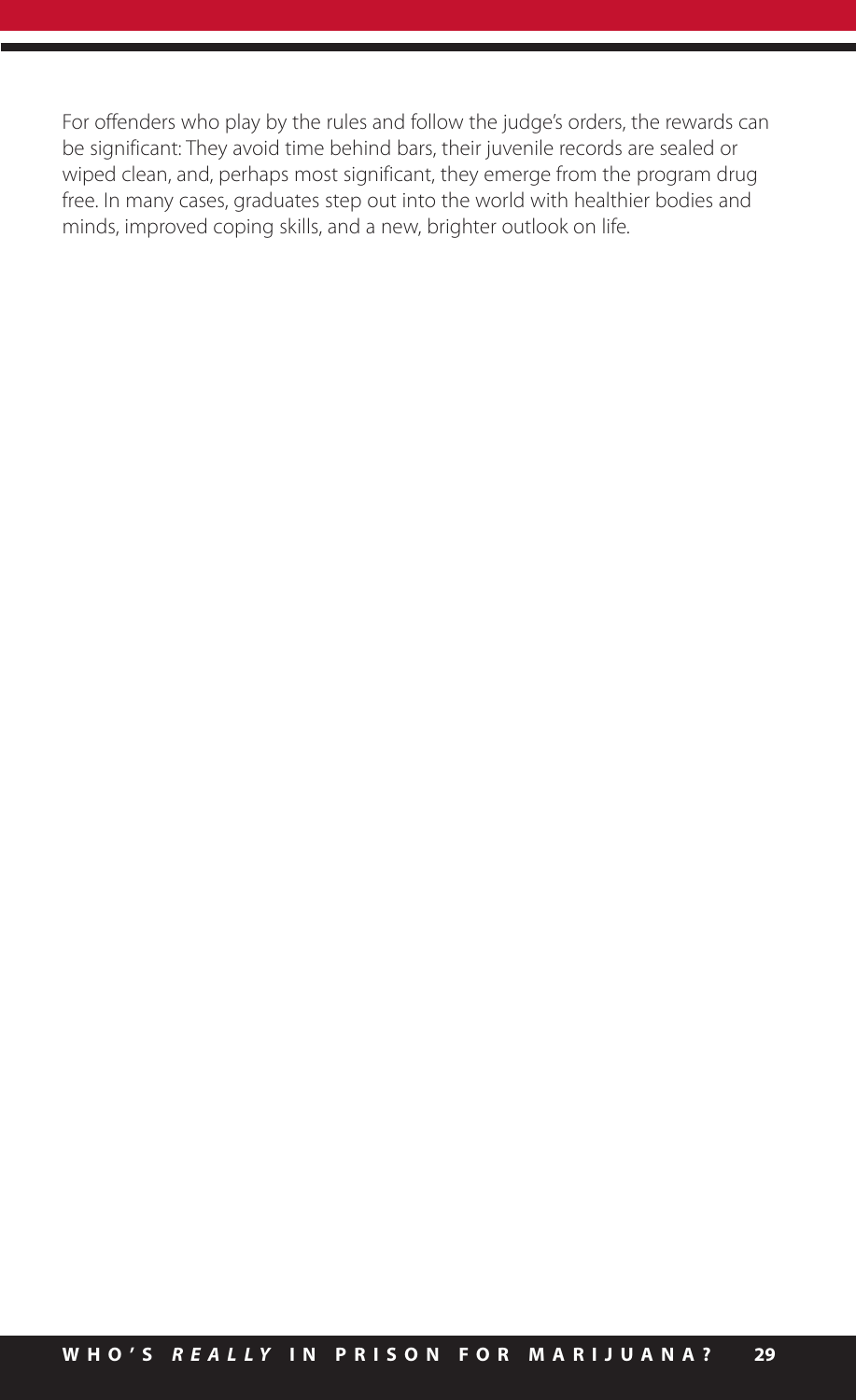For offenders who play by the rules and follow the judge's orders, the rewards can be significant: They avoid time behind bars, their juvenile records are sealed or wiped clean, and, perhaps most significant, they emerge from the program drug free. In many cases, graduates step out into the world with healthier bodies and minds, improved coping skills, and a new, brighter outlook on life.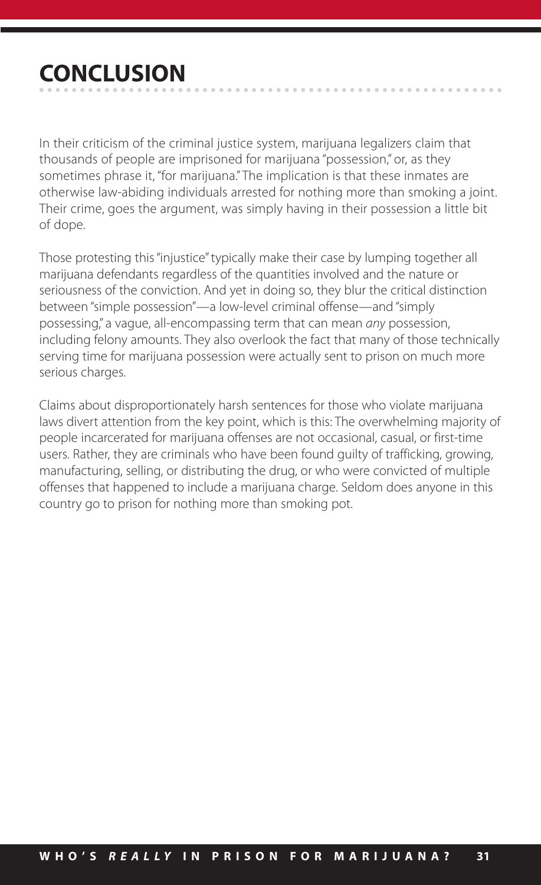## CONCLUSION

In their criticism of the criminal justice system, marijuana legalizers claim that thousands of people are imprisoned for marijuana "possession," or, as they sometimes phrase it, "for marijuana." The implication is that these inmates are otherwise law-abiding individuals arrested for nothing more than smoking a joint. Their crime, goes the argument, was simply having in their possession a little bit of dope.

Those protesting this "injustice" typically make their case by lumping together all marijuana defendants regardless of the quantities involved and the nature or seriousness of the conviction. And yet in doing so, they blur the critical distinction between "simple possession"—a low-level criminal offense—and "simply possessing," a vague, all-encompassing term that can mean *any* possession, including felony amounts. They also overlook the fact that many of those technically serving time for marijuana possession were actually sent to prison on much more serious charges.

Claims about disproportionately harsh sentences for those who violate marijuana laws divert attention from the key point, which is this: The overwhelming majority of people incarcerated for marijuana offenses are not occasional, casual, or first-time users. Rather, they are criminals who have been found guilty of trafficking, growing, manufacturing, selling, or distributing the drug, or who were convicted of multiple offenses that happened to include a marijuana charge. Seldom does anyone in this country go to prison for nothing more than smoking pot.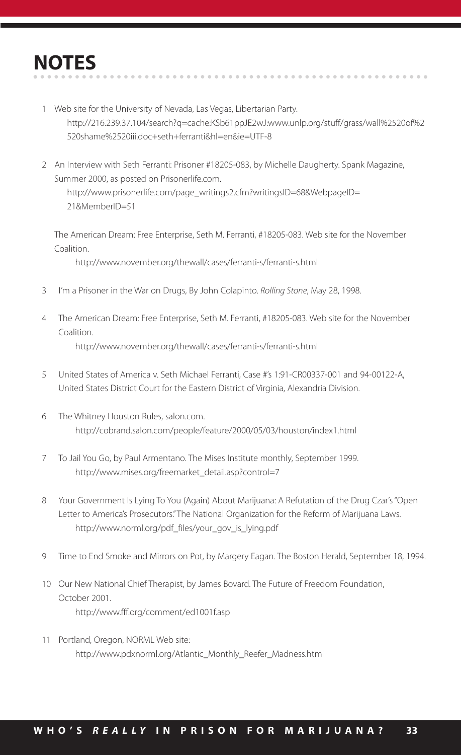# NOTES

1. Web site for the University of Nevada, Las Vegas, Libertarian Party.
   http://216.239.37.104/search?q=cache:KSb61ppJE2wJ:www.unlp.org/stuff/grass/wall%2520of%2520shame%2520iii.doc+seth+ferranti&hl=en&ie=UTF-8

2. An Interview with Seth Ferranti: Prisoner #18205-083, by Michelle Daugherty. Spank Magazine, Summer 2000, as posted on Prisonerlife.com.
   http://www.prisonerlife.com/page_writings2.cfm?writingsID=68&WebpageID=21&MemberID=51

   The American Dream: Free Enterprise, Seth M. Ferranti, #18205-083. Web site for the November Coalition.
   http://www.november.org/thewall/cases/ferranti-s/ferranti-s.html

3. I'm a Prisoner in the War on Drugs, By John Colapinto. *Rolling Stone*, May 28, 1998.

4. The American Dream: Free Enterprise, Seth M. Ferranti, #18205-083. Web site for the November Coalition.
   http://www.november.org/thewall/cases/ferranti-s/ferranti-s.html

5. United States of America v. Seth Michael Ferranti, Case #'s 1:91-CR00337-001 and 94-00122-A, United States District Court for the Eastern District of Virginia, Alexandria Division.

6. The Whitney Houston Rules, salon.com.
   http://cobrand.salon.com/people/feature/2000/05/03/houston/index1.html

7. To Jail You Go, by Paul Armentano. The Mises Institute monthly, September 1999.
   http://www.mises.org/freemarket_detail.asp?control=7

8. Your Government Is Lying To You (Again) About Marijuana: A Refutation of the Drug Czar's "Open Letter to America's Prosecutors." The National Organization for the Reform of Marijuana Laws.
   http://www.norml.org/pdf_files/your_gov_is_lying.pdf

9. Time to End Smoke and Mirrors on Pot, by Margery Eagan. The Boston Herald, September 18, 1994.

10. Our New National Chief Therapist, by James Bovard. The Future of Freedom Foundation, October 2001.
    http://www.fff.org/comment/ed1001f.asp

11. Portland, Oregon, NORML Web site:
    http://www.pdxnorml.org/Atlantic_Monthly_Reefer_Madness.html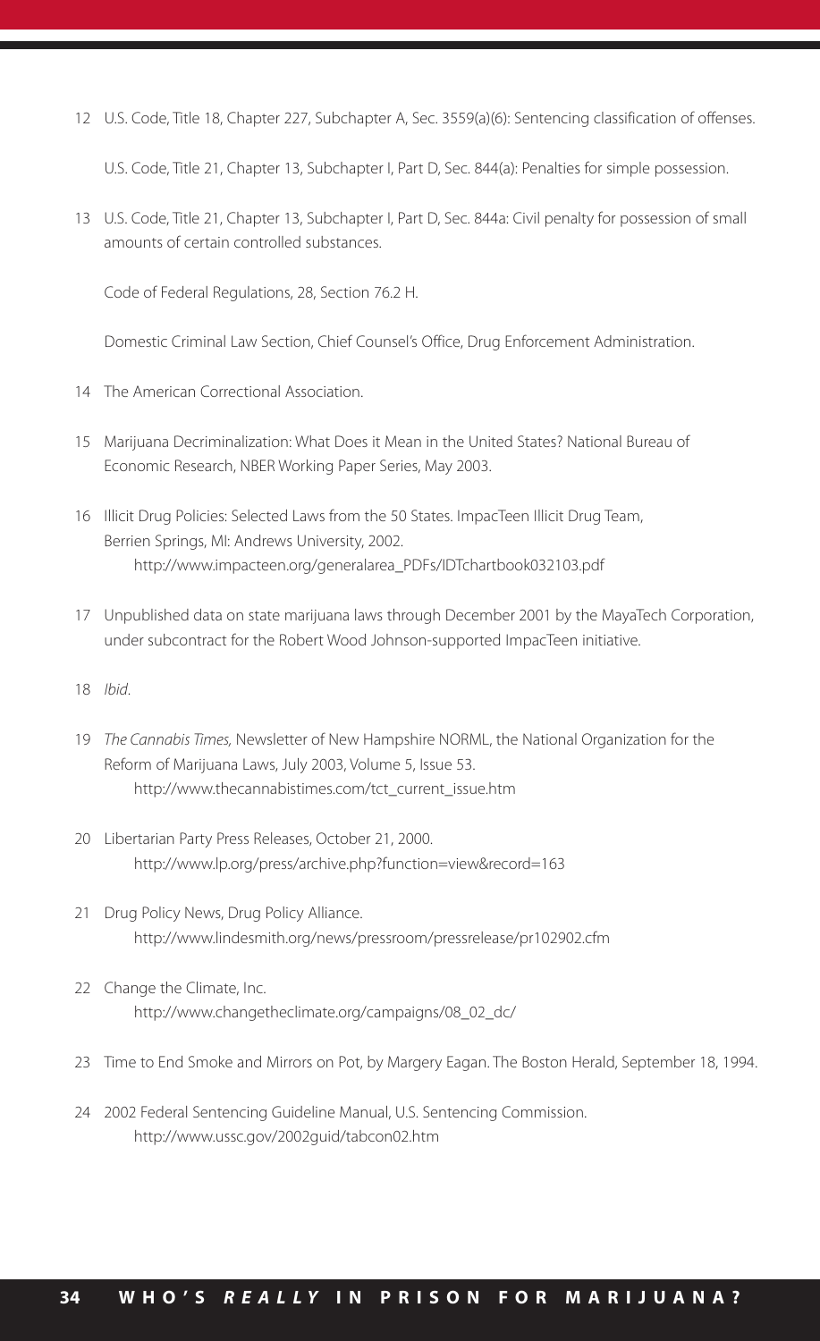12 U.S. Code, Title 18, Chapter 227, Subchapter A, Sec. 3559(a)(6): Sentencing classification of offenses.

U.S. Code, Title 21, Chapter 13, Subchapter I, Part D, Sec. 844(a): Penalties for simple possession.

13 U.S. Code, Title 21, Chapter 13, Subchapter I, Part D, Sec. 844a: Civil penalty for possession of small amounts of certain controlled substances.

Code of Federal Regulations, 28, Section 76.2 H.

Domestic Criminal Law Section, Chief Counsel's Office, Drug Enforcement Administration.

14 The American Correctional Association.

15 Marijuana Decriminalization: What Does it Mean in the United States? National Bureau of Economic Research, NBER Working Paper Series, May 2003.

16 Illicit Drug Policies: Selected Laws from the 50 States. ImpacTeen Illicit Drug Team, Berrien Springs, MI: Andrews University, 2002. http://www.impacteen.org/generalarea_PDFs/IDTchartbook032103.pdf

17 Unpublished data on state marijuana laws through December 2001 by the MayaTech Corporation, under subcontract for the Robert Wood Johnson-supported ImpacTeen initiative.

18 *Ibid*.

19 *The Cannabis Times,* Newsletter of New Hampshire NORML, the National Organization for the Reform of Marijuana Laws, July 2003, Volume 5, Issue 53. http://www.thecannabistimes.com/tct_current_issue.htm

20 Libertarian Party Press Releases, October 21, 2000. http://www.lp.org/press/archive.php?function=view&record=163

21 Drug Policy News, Drug Policy Alliance. http://www.lindesmith.org/news/pressroom/pressrelease/pr102902.cfm

22 Change the Climate, Inc. http://www.changetheclimate.org/campaigns/08_02_dc/

23 Time to End Smoke and Mirrors on Pot, by Margery Eagan. The Boston Herald, September 18, 1994.

24 2002 Federal Sentencing Guideline Manual, U.S. Sentencing Commission. http://www.ussc.gov/2002guid/tabcon02.htm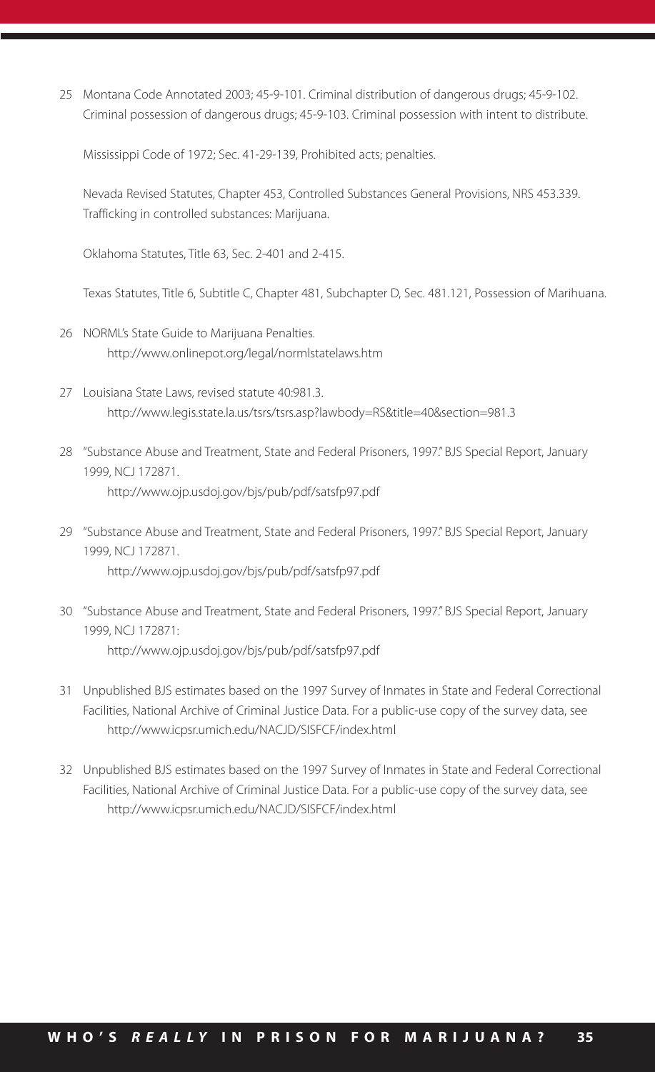25 Montana Code Annotated 2003; 45-9-101. Criminal distribution of dangerous drugs; 45-9-102. Criminal possession of dangerous drugs; 45-9-103. Criminal possession with intent to distribute.

Mississippi Code of 1972; Sec. 41-29-139, Prohibited acts; penalties.

Nevada Revised Statutes, Chapter 453, Controlled Substances General Provisions, NRS 453.339. Trafficking in controlled substances: Marijuana.

Oklahoma Statutes, Title 63, Sec. 2-401 and 2-415.

Texas Statutes, Title 6, Subtitle C, Chapter 481, Subchapter D, Sec. 481.121, Possession of Marihuana.

26 NORML's State Guide to Marijuana Penalties.
http://www.onlinepot.org/legal/normlstatelaws.htm

27 Louisiana State Laws, revised statute 40:981.3.
http://www.legis.state.la.us/tsrs/tsrs.asp?lawbody=RS&title=40&section=981.3

28 "Substance Abuse and Treatment, State and Federal Prisoners, 1997." BJS Special Report, January 1999, NCJ 172871.
http://www.ojp.usdoj.gov/bjs/pub/pdf/satsfp97.pdf

29 "Substance Abuse and Treatment, State and Federal Prisoners, 1997." BJS Special Report, January 1999, NCJ 172871.
http://www.ojp.usdoj.gov/bjs/pub/pdf/satsfp97.pdf

30 "Substance Abuse and Treatment, State and Federal Prisoners, 1997." BJS Special Report, January 1999, NCJ 172871:
http://www.ojp.usdoj.gov/bjs/pub/pdf/satsfp97.pdf

31 Unpublished BJS estimates based on the 1997 Survey of Inmates in State and Federal Correctional Facilities, National Archive of Criminal Justice Data. For a public-use copy of the survey data, see http://www.icpsr.umich.edu/NACJD/SISFCF/index.html

32 Unpublished BJS estimates based on the 1997 Survey of Inmates in State and Federal Correctional Facilities, National Archive of Criminal Justice Data. For a public-use copy of the survey data, see http://www.icpsr.umich.edu/NACJD/SISFCF/index.html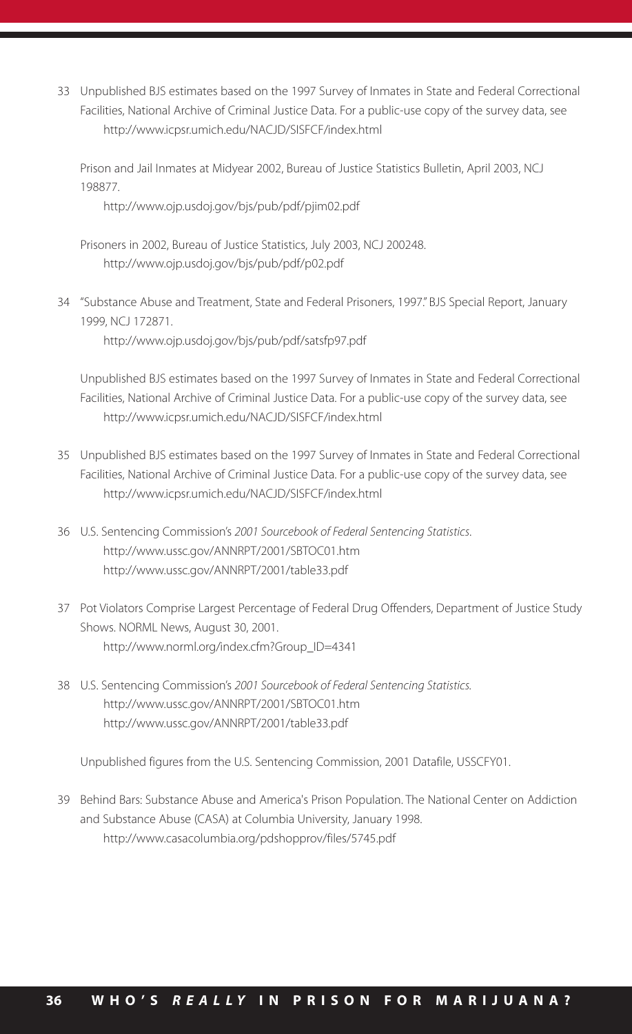33 Unpublished BJS estimates based on the 1997 Survey of Inmates in State and Federal Correctional Facilities, National Archive of Criminal Justice Data. For a public-use copy of the survey data, see http://www.icpsr.umich.edu/NACJD/SISFCF/index.html

Prison and Jail Inmates at Midyear 2002, Bureau of Justice Statistics Bulletin, April 2003, NCJ 198877.
http://www.ojp.usdoj.gov/bjs/pub/pdf/pjim02.pdf

Prisoners in 2002, Bureau of Justice Statistics, July 2003, NCJ 200248.
http://www.ojp.usdoj.gov/bjs/pub/pdf/p02.pdf

34 "Substance Abuse and Treatment, State and Federal Prisoners, 1997." BJS Special Report, January 1999, NCJ 172871.
http://www.ojp.usdoj.gov/bjs/pub/pdf/satsfp97.pdf

Unpublished BJS estimates based on the 1997 Survey of Inmates in State and Federal Correctional Facilities, National Archive of Criminal Justice Data. For a public-use copy of the survey data, see http://www.icpsr.umich.edu/NACJD/SISFCF/index.html

35 Unpublished BJS estimates based on the 1997 Survey of Inmates in State and Federal Correctional Facilities, National Archive of Criminal Justice Data. For a public-use copy of the survey data, see http://www.icpsr.umich.edu/NACJD/SISFCF/index.html

36 U.S. Sentencing Commission's *2001 Sourcebook of Federal Sentencing Statistics*.
http://www.ussc.gov/ANNRPT/2001/SBTOC01.htm
http://www.ussc.gov/ANNRPT/2001/table33.pdf

37 Pot Violators Comprise Largest Percentage of Federal Drug Offenders, Department of Justice Study Shows. NORML News, August 30, 2001.
http://www.norml.org/index.cfm?Group_ID=4341

38 U.S. Sentencing Commission's *2001 Sourcebook of Federal Sentencing Statistics.*
http://www.ussc.gov/ANNRPT/2001/SBTOC01.htm
http://www.ussc.gov/ANNRPT/2001/table33.pdf

Unpublished figures from the U.S. Sentencing Commission, 2001 Datafile, USSCFY01.

39 Behind Bars: Substance Abuse and America's Prison Population. The National Center on Addiction and Substance Abuse (CASA) at Columbia University, January 1998.
http://www.casacolumbia.org/pdshopprov/files/5745.pdf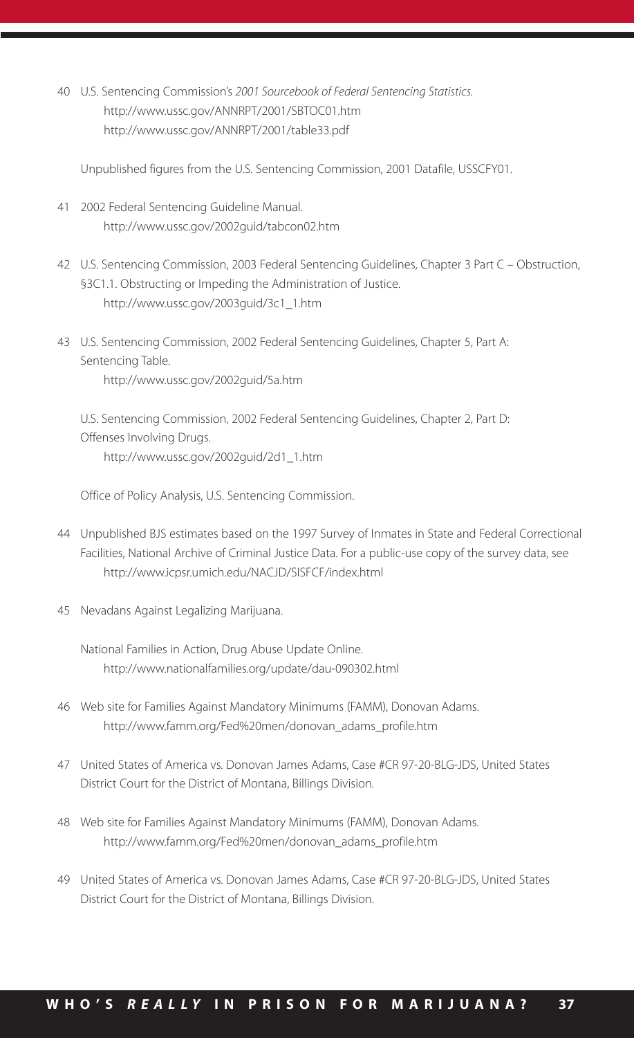40 U.S. Sentencing Commission's *2001 Sourcebook of Federal Sentencing Statistics.*
   http://www.ussc.gov/ANNRPT/2001/SBTOC01.htm
   http://www.ussc.gov/ANNRPT/2001/table33.pdf

   Unpublished figures from the U.S. Sentencing Commission, 2001 Datafile, USSCFY01.

41 2002 Federal Sentencing Guideline Manual.
   http://www.ussc.gov/2002guid/tabcon02.htm

42 U.S. Sentencing Commission, 2003 Federal Sentencing Guidelines, Chapter 3 Part C – Obstruction, §3C1.1. Obstructing or Impeding the Administration of Justice.
   http://www.ussc.gov/2003guid/3c1_1.htm

43 U.S. Sentencing Commission, 2002 Federal Sentencing Guidelines, Chapter 5, Part A: Sentencing Table.
   http://www.ussc.gov/2002guid/5a.htm

   U.S. Sentencing Commission, 2002 Federal Sentencing Guidelines, Chapter 2, Part D: Offenses Involving Drugs.
   http://www.ussc.gov/2002guid/2d1_1.htm

   Office of Policy Analysis, U.S. Sentencing Commission.

44 Unpublished BJS estimates based on the 1997 Survey of Inmates in State and Federal Correctional Facilities, National Archive of Criminal Justice Data. For a public-use copy of the survey data, see
   http://www.icpsr.umich.edu/NACJD/SISFCF/index.html

45 Nevadans Against Legalizing Marijuana.

   National Families in Action, Drug Abuse Update Online.
   http://www.nationalfamilies.org/update/dau-090302.html

46 Web site for Families Against Mandatory Minimums (FAMM), Donovan Adams.
   http://www.famm.org/Fed%20men/donovan_adams_profile.htm

47 United States of America vs. Donovan James Adams, Case #CR 97-20-BLG-JDS, United States District Court for the District of Montana, Billings Division.

48 Web site for Families Against Mandatory Minimums (FAMM), Donovan Adams.
   http://www.famm.org/Fed%20men/donovan_adams_profile.htm

49 United States of America vs. Donovan James Adams, Case #CR 97-20-BLG-JDS, United States District Court for the District of Montana, Billings Division.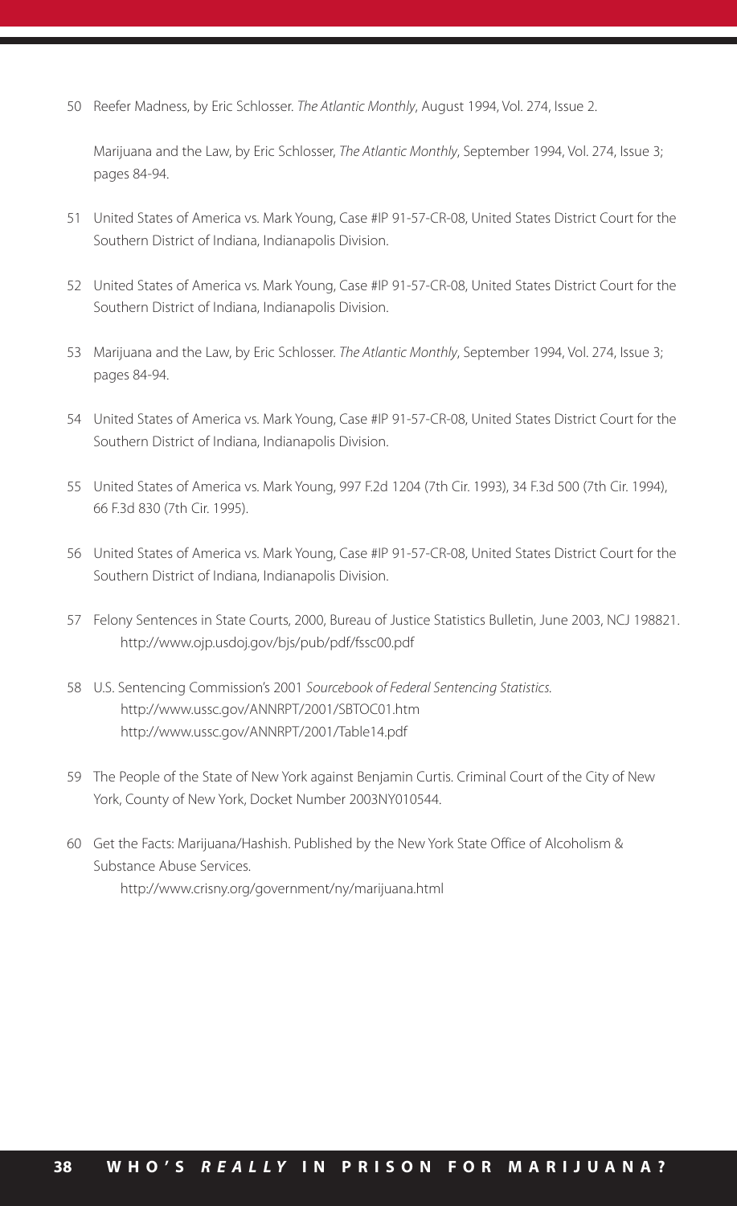50 Reefer Madness, by Eric Schlosser. *The Atlantic Monthly*, August 1994, Vol. 274, Issue 2.

Marijuana and the Law, by Eric Schlosser, *The Atlantic Monthly*, September 1994, Vol. 274, Issue 3; pages 84-94.

51 United States of America vs. Mark Young, Case #IP 91-57-CR-08, United States District Court for the Southern District of Indiana, Indianapolis Division.

52 United States of America vs. Mark Young, Case #IP 91-57-CR-08, United States District Court for the Southern District of Indiana, Indianapolis Division.

53 Marijuana and the Law, by Eric Schlosser. *The Atlantic Monthly*, September 1994, Vol. 274, Issue 3; pages 84-94.

54 United States of America vs. Mark Young, Case #IP 91-57-CR-08, United States District Court for the Southern District of Indiana, Indianapolis Division.

55 United States of America vs. Mark Young, 997 F.2d 1204 (7th Cir. 1993), 34 F.3d 500 (7th Cir. 1994), 66 F.3d 830 (7th Cir. 1995).

56 United States of America vs. Mark Young, Case #IP 91-57-CR-08, United States District Court for the Southern District of Indiana, Indianapolis Division.

57 Felony Sentences in State Courts, 2000, Bureau of Justice Statistics Bulletin, June 2003, NCJ 198821. http://www.ojp.usdoj.gov/bjs/pub/pdf/fssc00.pdf

58 U.S. Sentencing Commission's 2001 *Sourcebook of Federal Sentencing Statistics.* http://www.ussc.gov/ANNRPT/2001/SBTOC01.htm http://www.ussc.gov/ANNRPT/2001/Table14.pdf

59 The People of the State of New York against Benjamin Curtis. Criminal Court of the City of New York, County of New York, Docket Number 2003NY010544.

60 Get the Facts: Marijuana/Hashish. Published by the New York State Office of Alcoholism & Substance Abuse Services. http://www.crisny.org/government/ny/marijuana.html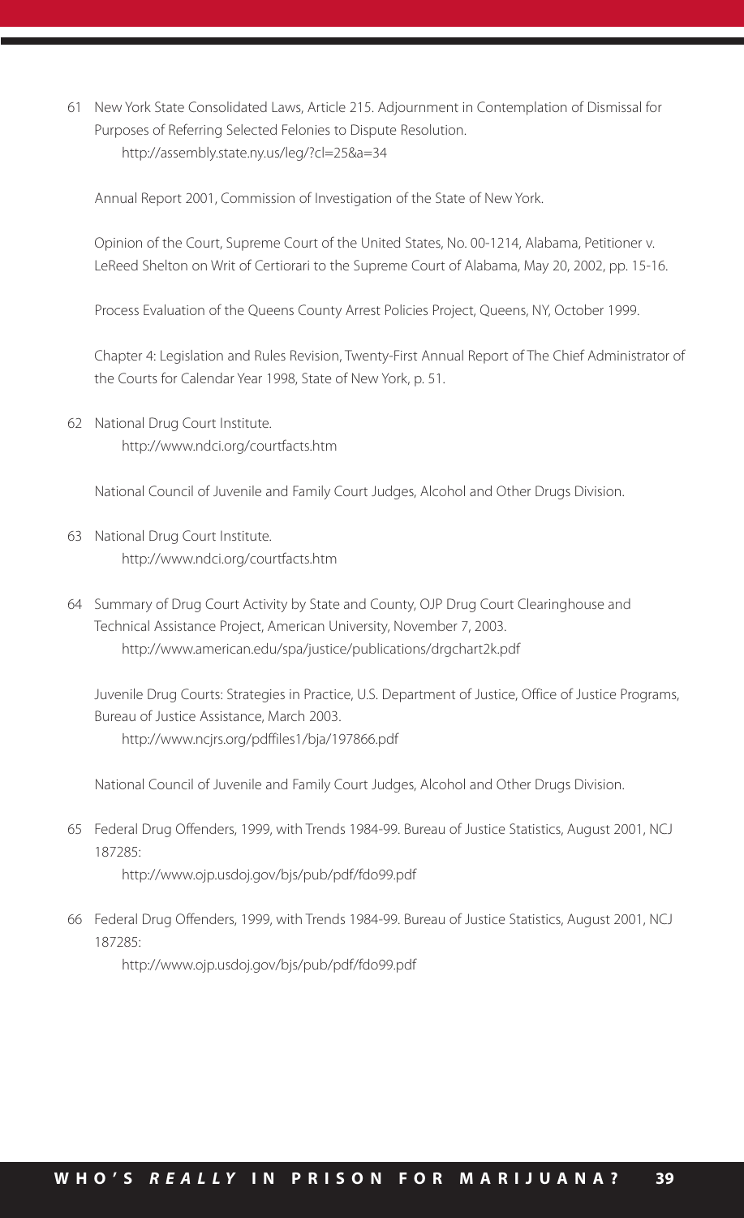61 New York State Consolidated Laws, Article 215. Adjournment in Contemplation of Dismissal for Purposes of Referring Selected Felonies to Dispute Resolution.
http://assembly.state.ny.us/leg/?cl=25&a=34

Annual Report 2001, Commission of Investigation of the State of New York.

Opinion of the Court, Supreme Court of the United States, No. 00-1214, Alabama, Petitioner v. LeReed Shelton on Writ of Certiorari to the Supreme Court of Alabama, May 20, 2002, pp. 15-16.

Process Evaluation of the Queens County Arrest Policies Project, Queens, NY, October 1999.

Chapter 4: Legislation and Rules Revision, Twenty-First Annual Report of The Chief Administrator of the Courts for Calendar Year 1998, State of New York, p. 51.

62 National Drug Court Institute.
http://www.ndci.org/courtfacts.htm

National Council of Juvenile and Family Court Judges, Alcohol and Other Drugs Division.

63 National Drug Court Institute.
http://www.ndci.org/courtfacts.htm

64 Summary of Drug Court Activity by State and County, OJP Drug Court Clearinghouse and Technical Assistance Project, American University, November 7, 2003.
http://www.american.edu/spa/justice/publications/drgchart2k.pdf

Juvenile Drug Courts: Strategies in Practice, U.S. Department of Justice, Office of Justice Programs, Bureau of Justice Assistance, March 2003.
http://www.ncjrs.org/pdffiles1/bja/197866.pdf

National Council of Juvenile and Family Court Judges, Alcohol and Other Drugs Division.

65 Federal Drug Offenders, 1999, with Trends 1984-99. Bureau of Justice Statistics, August 2001, NCJ 187285:
http://www.ojp.usdoj.gov/bjs/pub/pdf/fdo99.pdf

66 Federal Drug Offenders, 1999, with Trends 1984-99. Bureau of Justice Statistics, August 2001, NCJ 187285:
http://www.ojp.usdoj.gov/bjs/pub/pdf/fdo99.pdf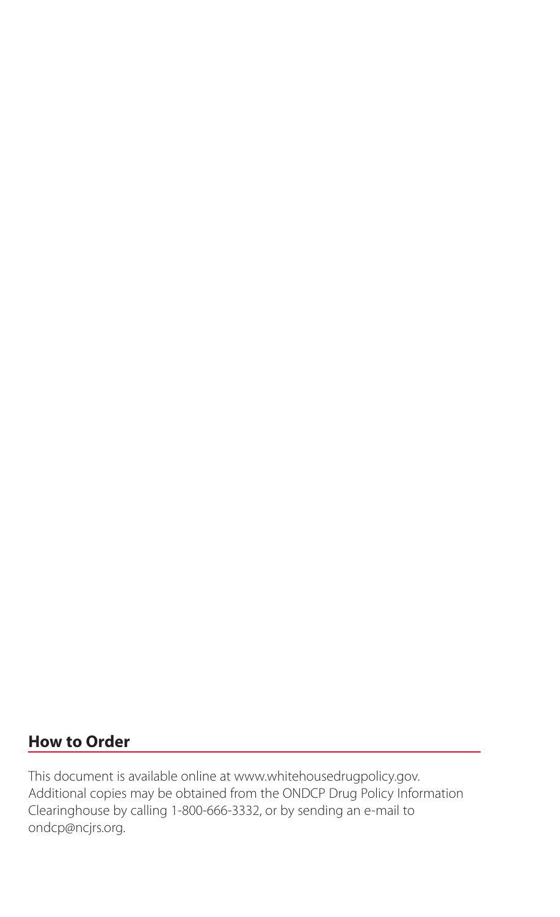## How to Order

This document is available online at www.whitehousedrugpolicy.gov. Additional copies may be obtained from the ONDCP Drug Policy Information Clearinghouse by calling 1-800-666-3332, or by sending an e-mail to ondcp@ncjrs.org.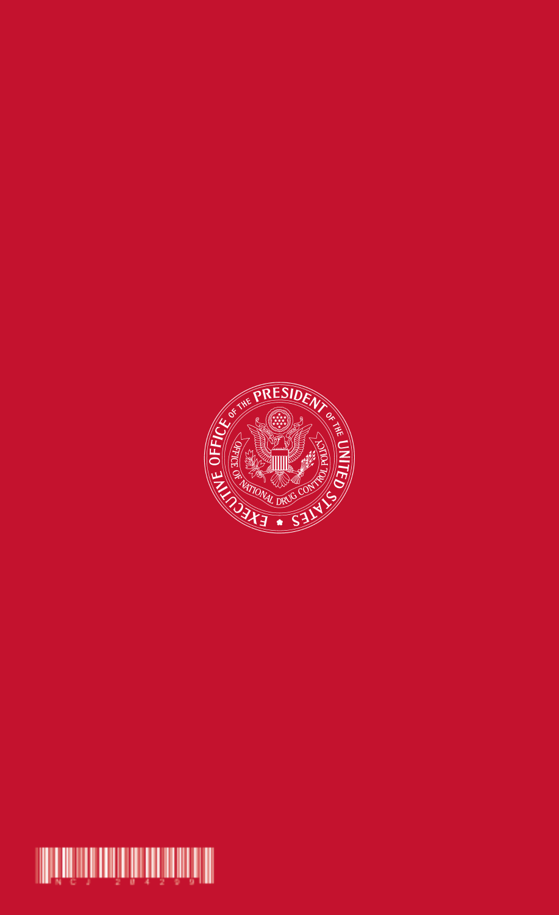EXECUTIVE OFFICE OF THE PRESIDENT OF THE UNITED STATES

OFFICE OF NATIONAL DRUG CONTROL POLICY

NCJ 204299